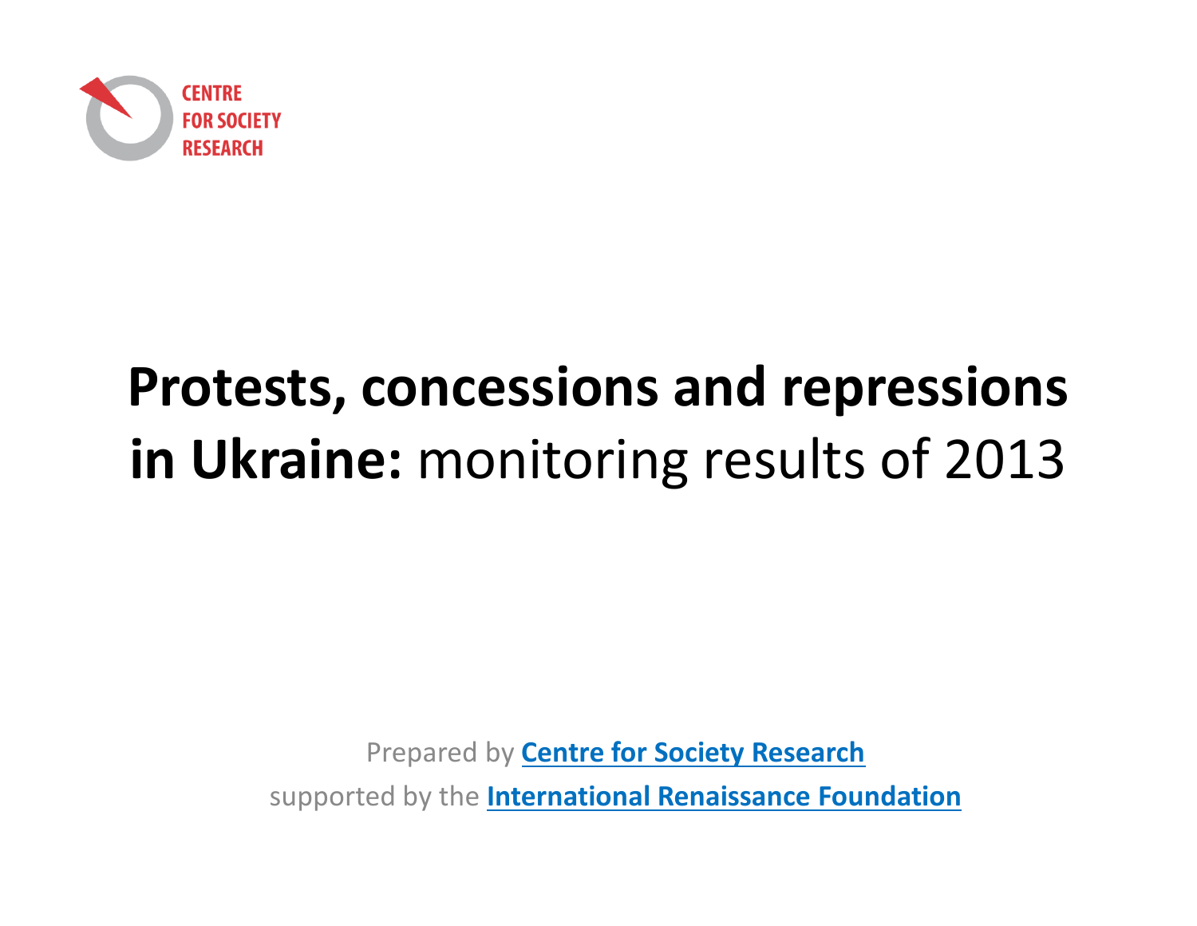CENTRE FOR SOCIETY RESEARCH

# Protests, concessions and repressions in Ukraine: monitoring results of 2013

Prepared by **Centre for Society Research**

supported by the **International Renaissance Foundation**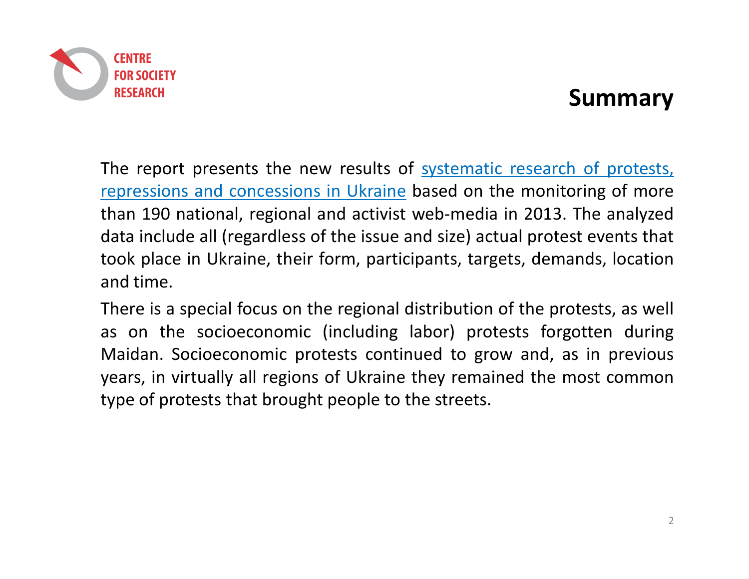# Summary

The report presents the new results of systematic research of protests, repressions and concessions in Ukraine based on the monitoring of more than 190 national, regional and activist web-media in 2013. The analyzed data include all (regardless of the issue and size) actual protest events that took place in Ukraine, their form, participants, targets, demands, location and time.

There is a special focus on the regional distribution of the protests, as well as on the socioeconomic (including labor) protests forgotten during Maidan. Socioeconomic protests continued to grow and, as in previous years, in virtually all regions of Ukraine they remained the most common type of protests that brought people to the streets.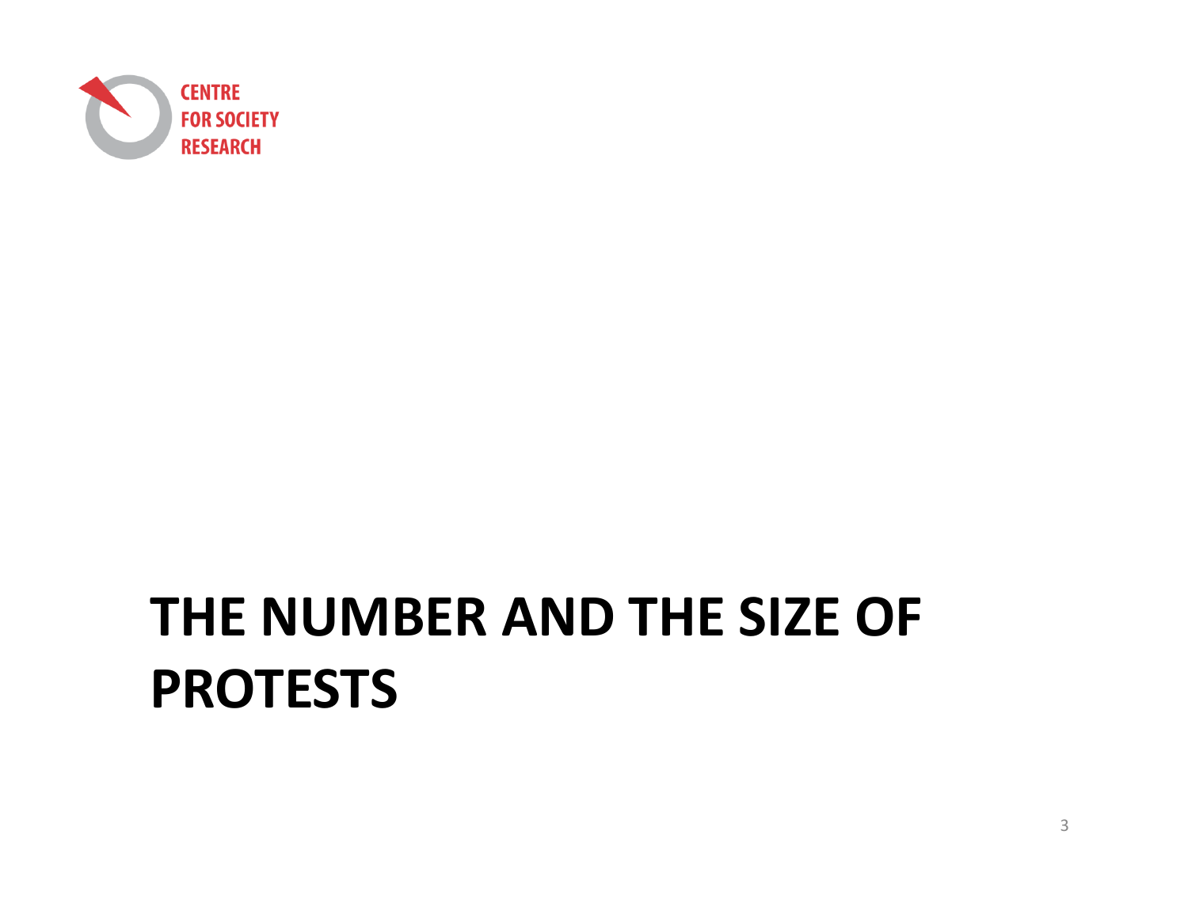# THE NUMBER AND THE SIZE OF PROTESTS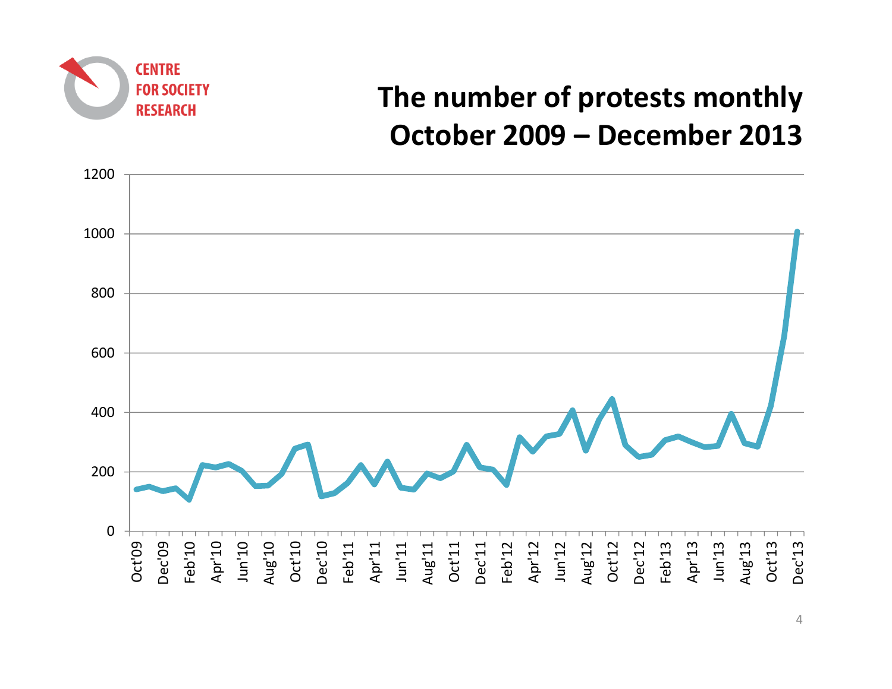CENTRE FOR SOCIETY RESEARCH

# The number of protests monthly October 2009 – December 2013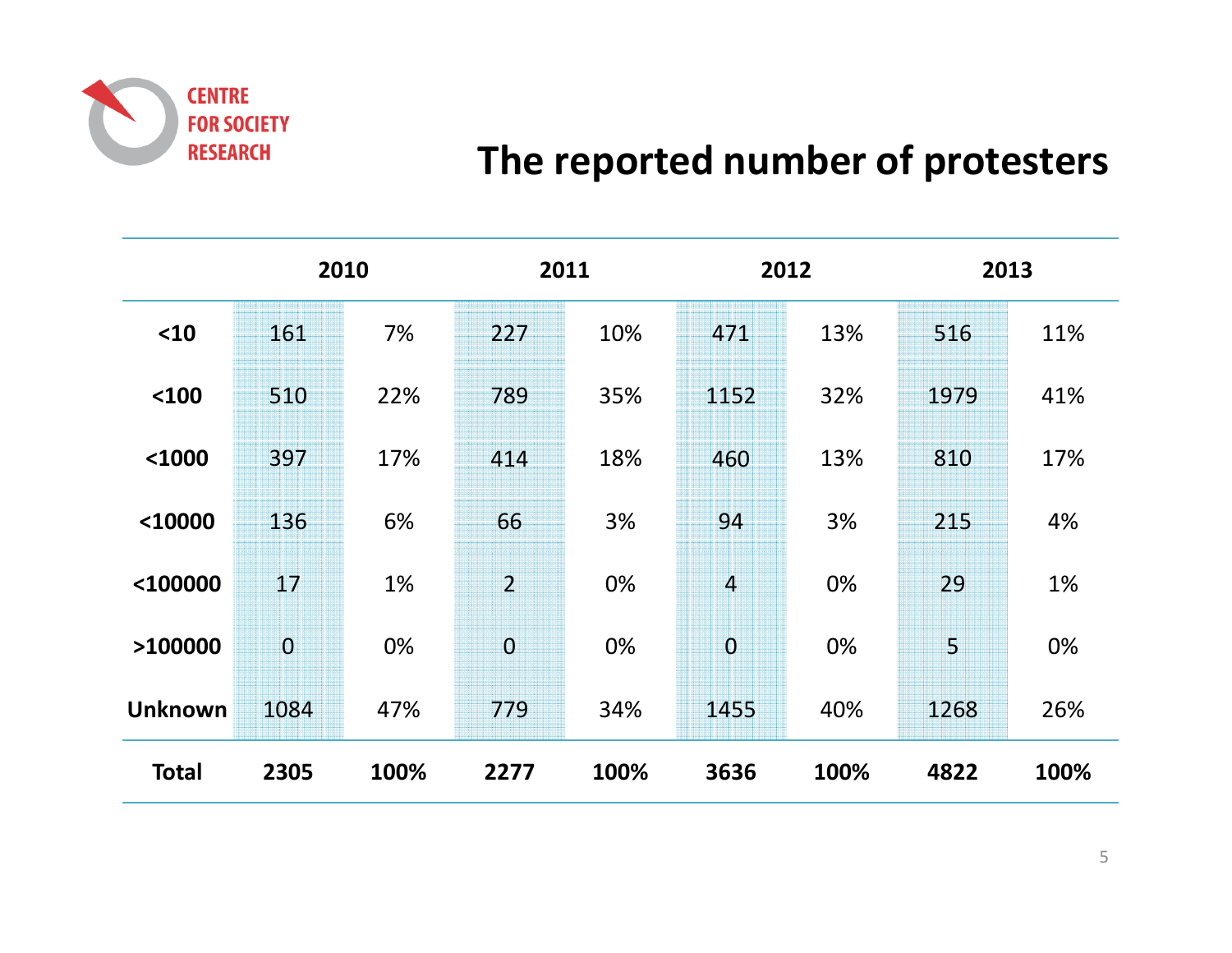CENTRE FOR SOCIETY RESEARCH

# The reported number of protesters

| | 2010 | | 2011 | | 2012 | | 2013 | |
|---|---|---|---|---|---|---|---|---|
| **<10** | 161 | 7% | 227 | 10% | 471 | 13% | 516 | 11% |
| **<100** | 510 | 22% | 789 | 35% | 1152 | 32% | 1979 | 41% |
| **<1000** | 397 | 17% | 414 | 18% | 460 | 13% | 810 | 17% |
| **<10000** | 136 | 6% | 66 | 3% | 94 | 3% | 215 | 4% |
| **<100000** | 17 | 1% | 2 | 0% | 4 | 0% | 29 | 1% |
| **>100000** | 0 | 0% | 0 | 0% | 0 | 0% | 5 | 0% |
| **Unknown** | 1084 | 47% | 779 | 34% | 1455 | 40% | 1268 | 26% |
| **Total** | **2305** | **100%** | **2277** | **100%** | **3636** | **100%** | **4822** | **100%** |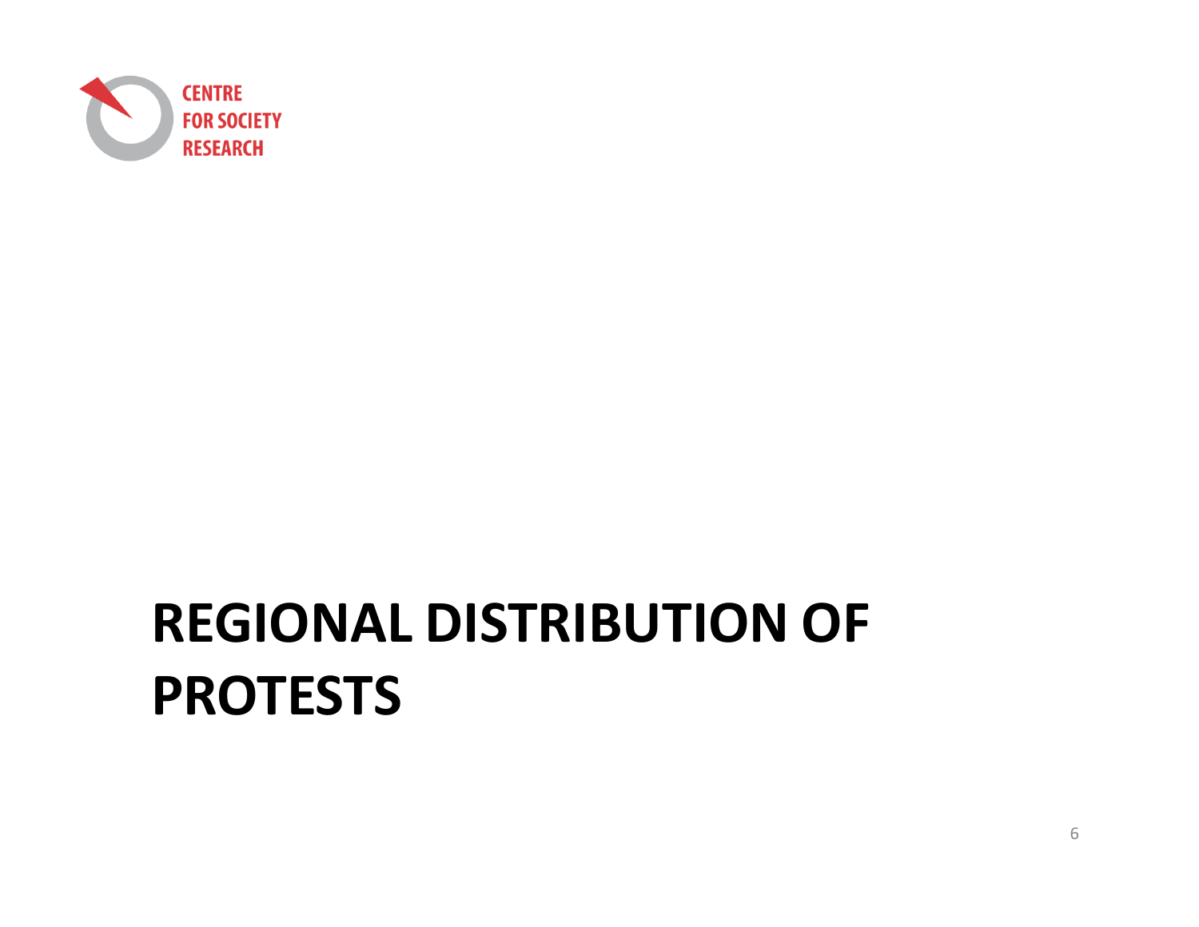CENTRE FOR SOCIETY RESEARCH

# REGIONAL DISTRIBUTION OF PROTESTS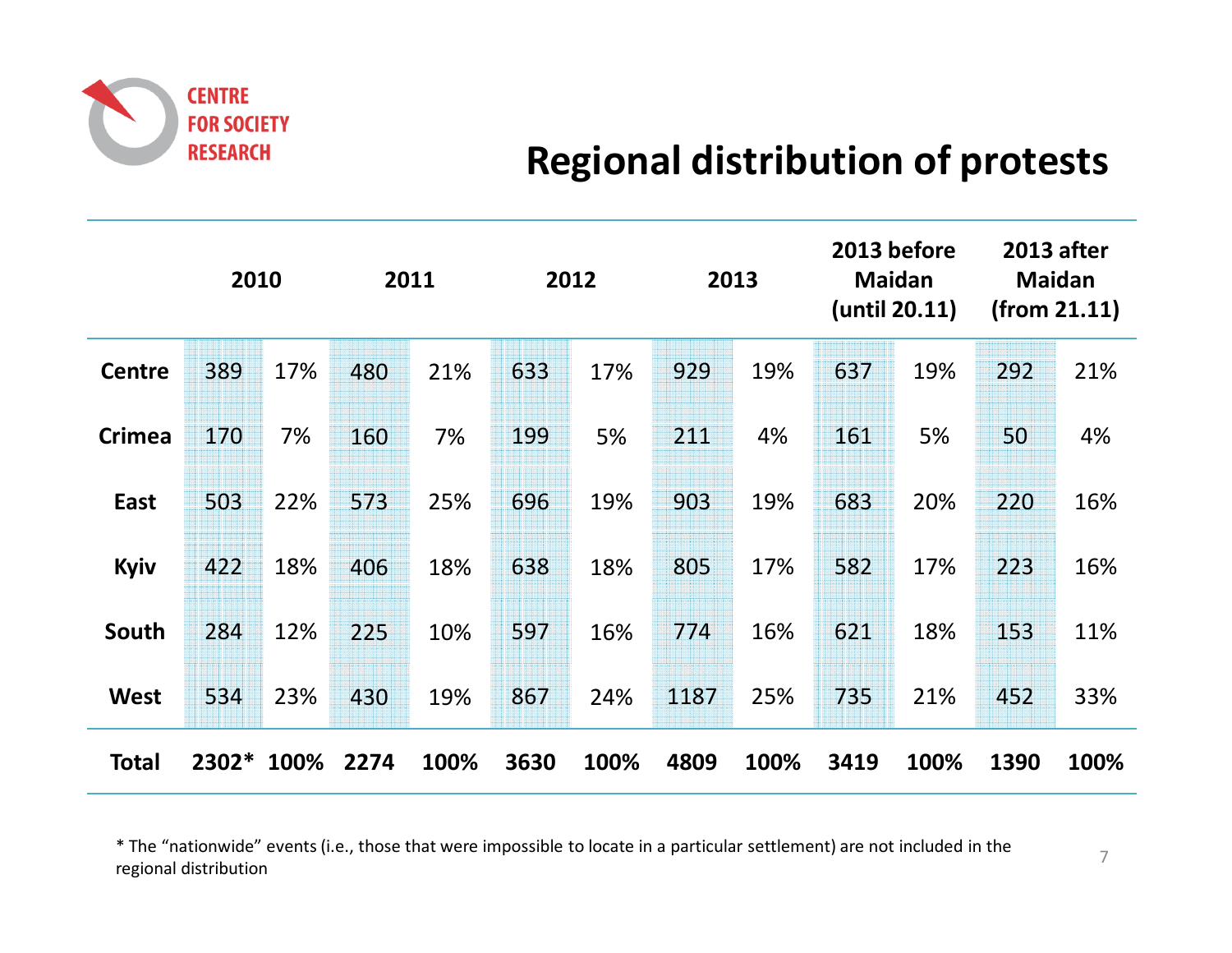CENTRE FOR SOCIETY RESEARCH

# Regional distribution of protests

| | 2010 | | 2011 | | 2012 | | 2013 | | 2013 before Maidan (until 20.11) | | 2013 after Maidan (from 21.11) | |
|---|---|---|---|---|---|---|---|---|---|---|---|---|
| **Centre** | 389 | 17% | 480 | 21% | 633 | 17% | 929 | 19% | 637 | 19% | 292 | 21% |
| **Crimea** | 170 | 7% | 160 | 7% | 199 | 5% | 211 | 4% | 161 | 5% | 50 | 4% |
| **East** | 503 | 22% | 573 | 25% | 696 | 19% | 903 | 19% | 683 | 20% | 220 | 16% |
| **Kyiv** | 422 | 18% | 406 | 18% | 638 | 18% | 805 | 17% | 582 | 17% | 223 | 16% |
| **South** | 284 | 12% | 225 | 10% | 597 | 16% | 774 | 16% | 621 | 18% | 153 | 11% |
| **West** | 534 | 23% | 430 | 19% | 867 | 24% | 1187 | 25% | 735 | 21% | 452 | 33% |
| **Total** | **2302*** | **100%** | **2274** | **100%** | **3630** | **100%** | **4809** | **100%** | **3419** | **100%** | **1390** | **100%** |

* The "nationwide" events (i.e., those that were impossible to locate in a particular settlement) are not included in the regional distribution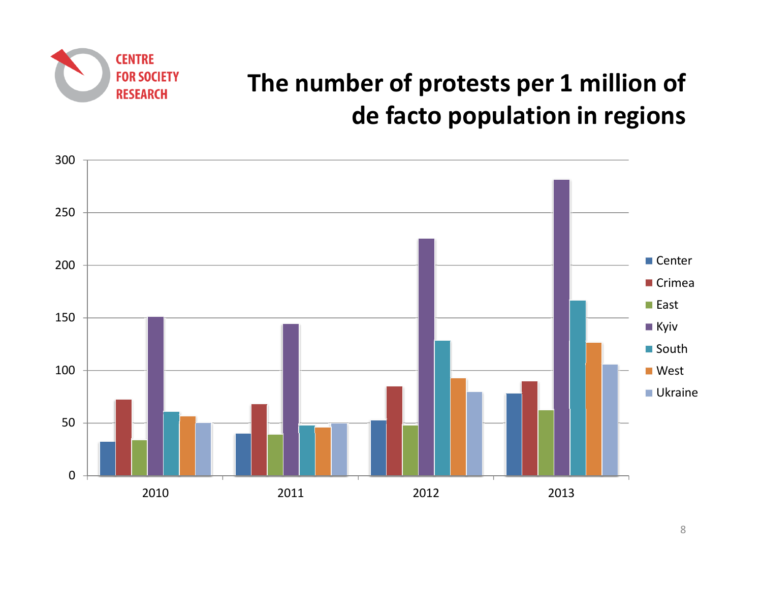CENTRE FOR SOCIETY RESEARCH

# The number of protests per 1 million of de facto population in regions

| | Center | Crimea | East | Kyiv | South | West | Ukraine |
|---|---|---|---|---|---|---|---|
| 2010 | 32 | 72 | 34 | 151 | 61 | 56 | 50 |
| 2011 | 40 | 68 | 39 | 144 | 48 | 46 | 50 |
| 2012 | 53 | 85 | 48 | 225 | 128 | 92 | 80 |
| 2013 | 78 | 90 | 62 | 281 | 166 | 126 | 106 |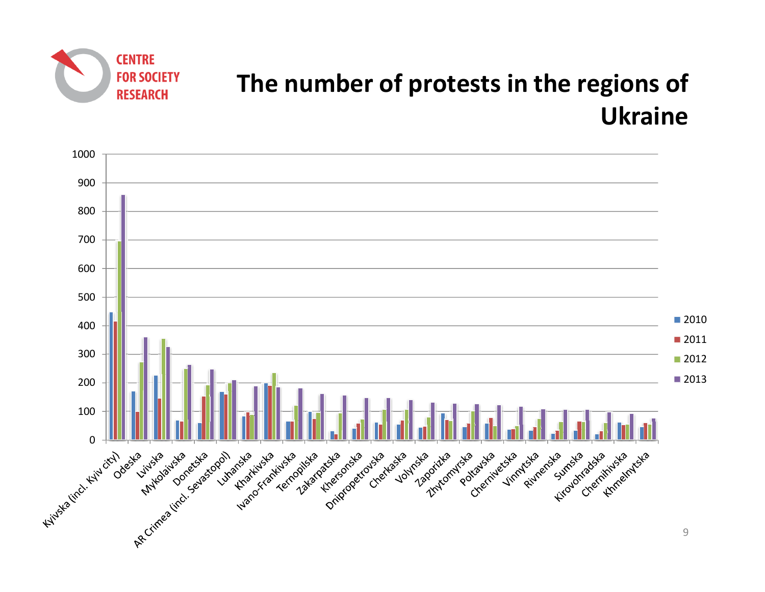CENTRE FOR SOCIETY RESEARCH

# The number of protests in the regions of Ukraine

Legend: 2010, 2011, 2012, 2013

Y-axis: 0, 100, 200, 300, 400, 500, 600, 700, 800, 900, 1000

Regions: Kyivska (incl. Kyiv city), Odeska, Lvivska, Mykolaivska, Donetska, AR Crimea (incl. Sevastopol), Luhanska, Kharkivska, Ivano-Frankivska, Ternopilska, Zakarpatska, Khersonska, Dnipropetrovska, Cherkaska, Volynska, Zaporizka, Zhytomyrska, Poltavska, Chernivetska, Vinnytska, Rivnenska, Sumska, Kirovohradska, Chernihivska, Khmelnytska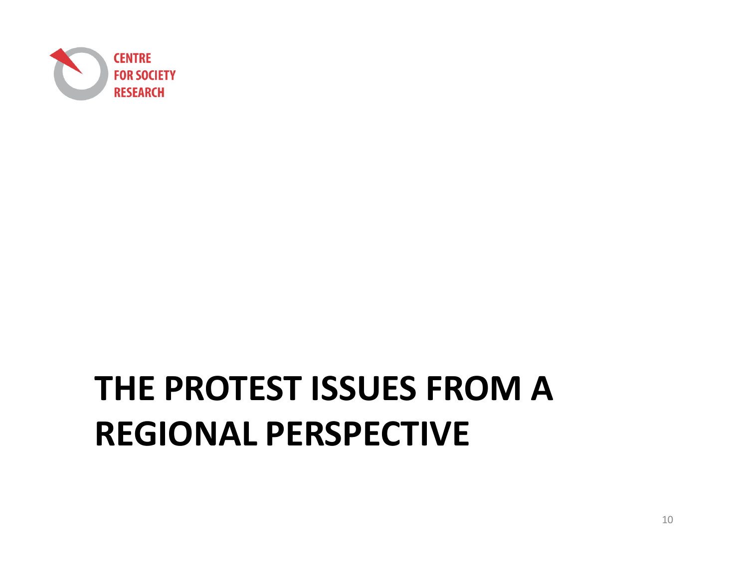# THE PROTEST ISSUES FROM A REGIONAL PERSPECTIVE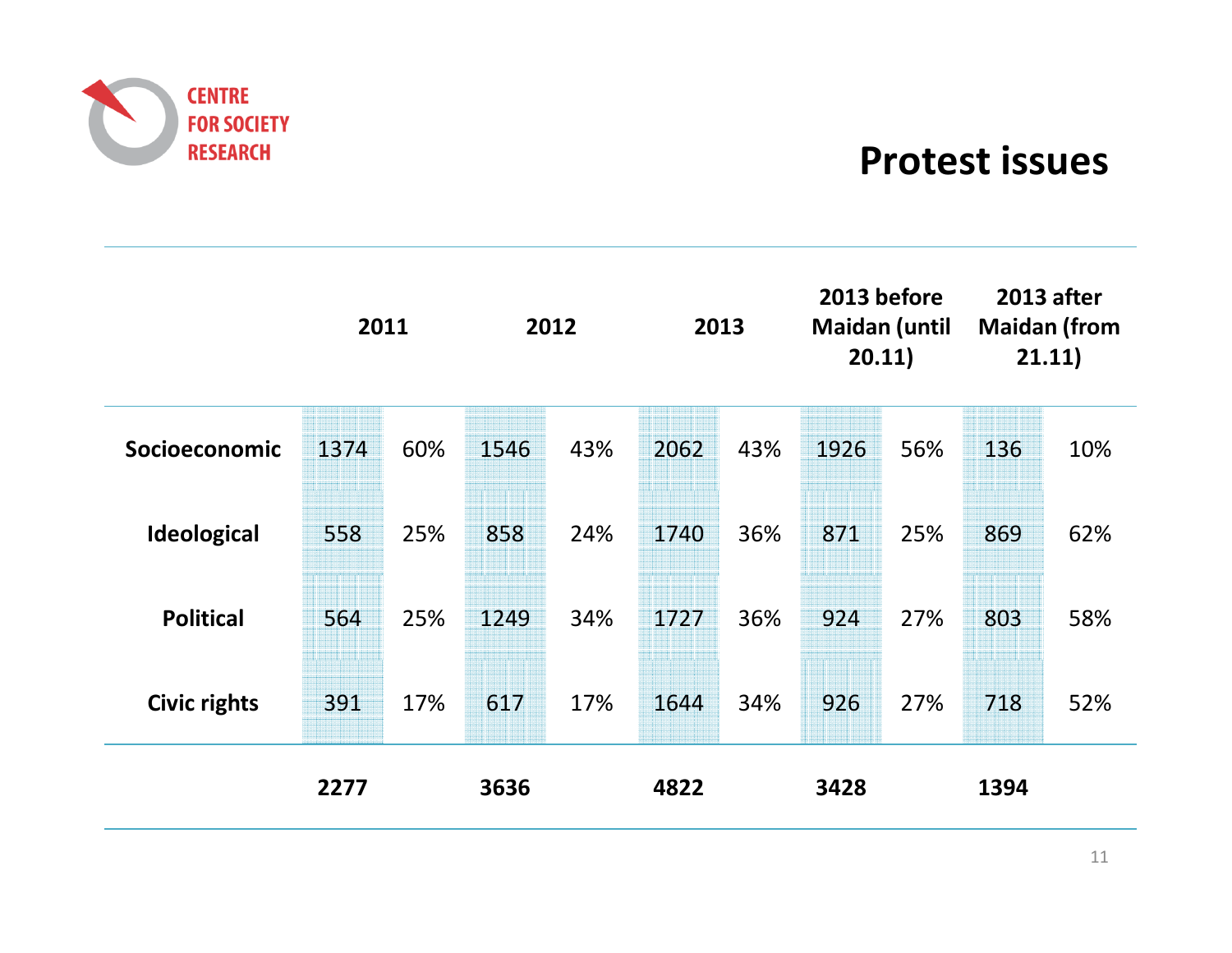CENTRE FOR SOCIETY RESEARCH

# Protest issues

| | 2011 | | 2012 | | 2013 | | 2013 before Maidan (until 20.11) | | 2013 after Maidan (from 21.11) | |
|---|---|---|---|---|---|---|---|---|---|---|
| **Socioeconomic** | 1374 | 60% | 1546 | 43% | 2062 | 43% | 1926 | 56% | 136 | 10% |
| **Ideological** | 558 | 25% | 858 | 24% | 1740 | 36% | 871 | 25% | 869 | 62% |
| **Political** | 564 | 25% | 1249 | 34% | 1727 | 36% | 924 | 27% | 803 | 58% |
| **Civic rights** | 391 | 17% | 617 | 17% | 1644 | 34% | 926 | 27% | 718 | 52% |
| | **2277** | | **3636** | | **4822** | | **3428** | | **1394** | |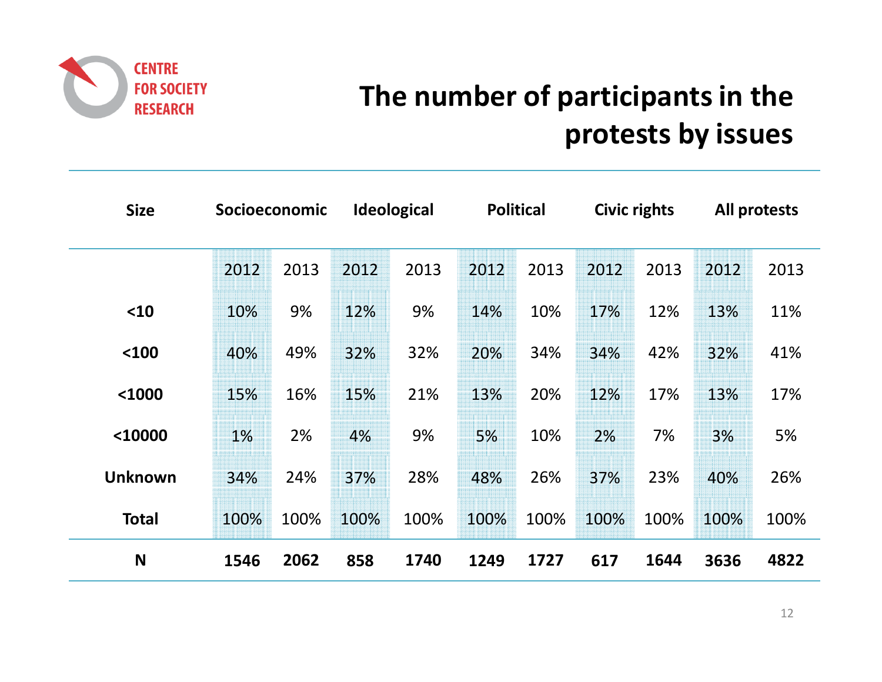CENTRE FOR SOCIETY RESEARCH

# The number of participants in the protests by issues

| Size | Socioeconomic | | Ideological | | Political | | Civic rights | | All protests | |
|---|---|---|---|---|---|---|---|---|---|---|
| | 2012 | 2013 | 2012 | 2013 | 2012 | 2013 | 2012 | 2013 | 2012 | 2013 |
| **<10** | 10% | 9% | 12% | 9% | 14% | 10% | 17% | 12% | 13% | 11% |
| **<100** | 40% | 49% | 32% | 32% | 20% | 34% | 34% | 42% | 32% | 41% |
| **<1000** | 15% | 16% | 15% | 21% | 13% | 20% | 12% | 17% | 13% | 17% |
| **<10000** | 1% | 2% | 4% | 9% | 5% | 10% | 2% | 7% | 3% | 5% |
| **Unknown** | 34% | 24% | 37% | 28% | 48% | 26% | 37% | 23% | 40% | 26% |
| **Total** | 100% | 100% | 100% | 100% | 100% | 100% | 100% | 100% | 100% | 100% |
| **N** | **1546** | **2062** | **858** | **1740** | **1249** | **1727** | **617** | **1644** | **3636** | **4822** |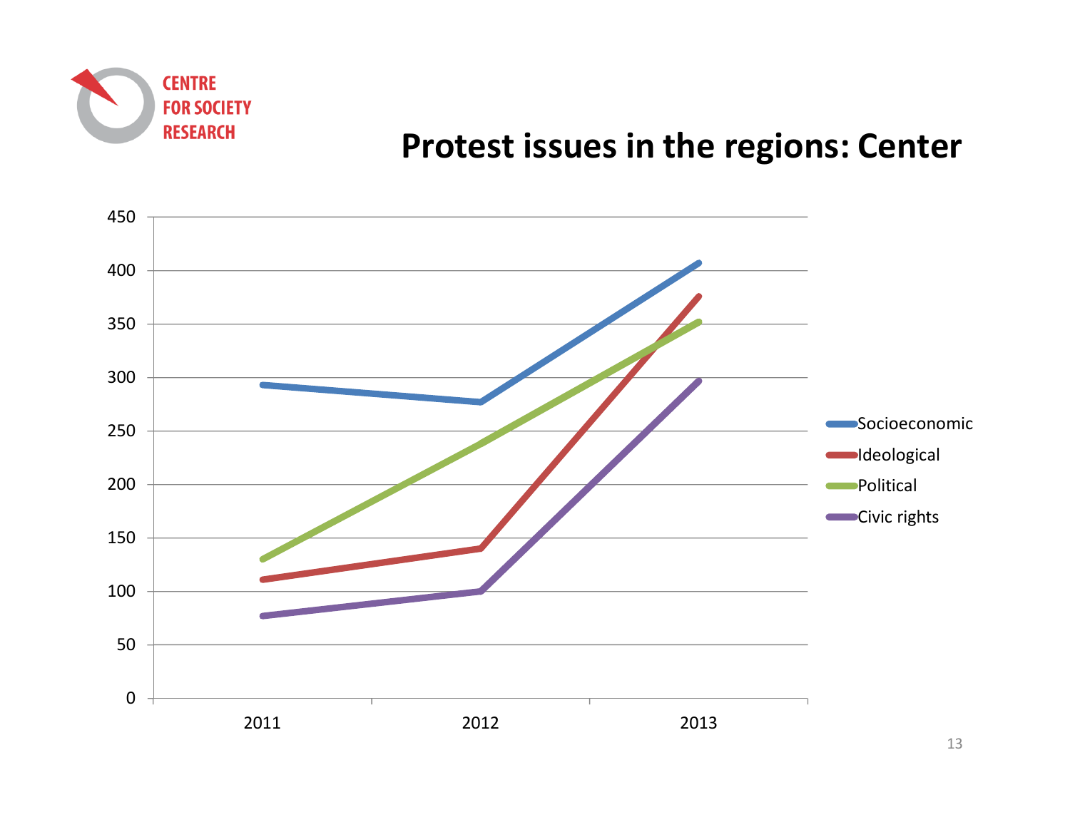CENTRE FOR SOCIETY RESEARCH

# Protest issues in the regions: Center

| | 2011 | 2012 | 2013 |
|---|---|---|---|
| Socioeconomic | ~293 | ~277 | ~407 |
| Ideological | ~111 | ~140 | ~376 |
| Political | ~130 | ~238 | ~352 |
| Civic rights | ~77 | ~100 | ~297 |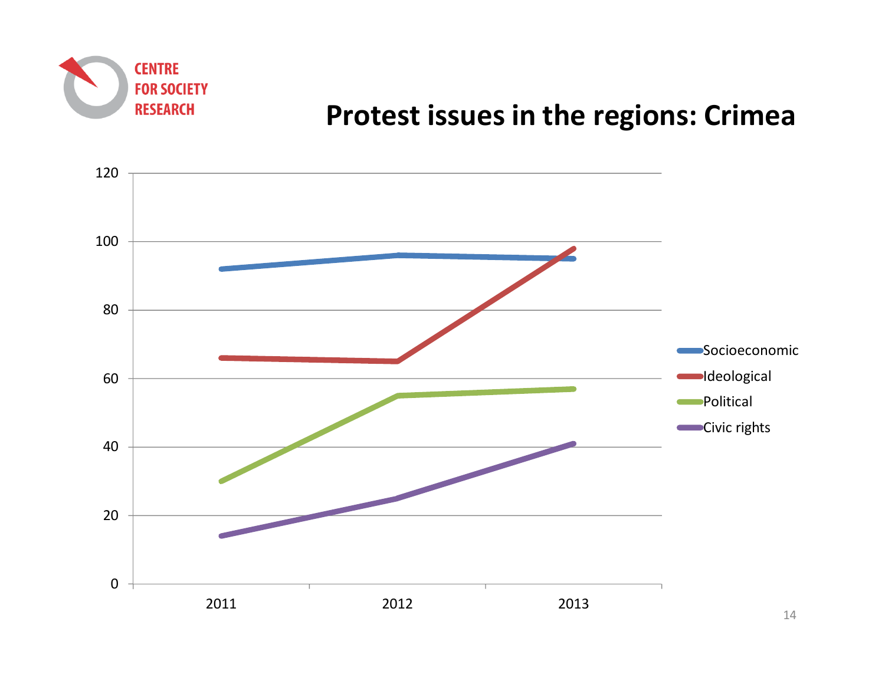CENTRE FOR SOCIETY RESEARCH

# Protest issues in the regions: Crimea

| | 2011 | 2012 | 2013 |
|---|---|---|---|
| Socioeconomic | 92 | 96 | 95 |
| Ideological | 66 | 65 | 98 |
| Political | 30 | 55 | 57 |
| Civic rights | 14 | 25 | 41 |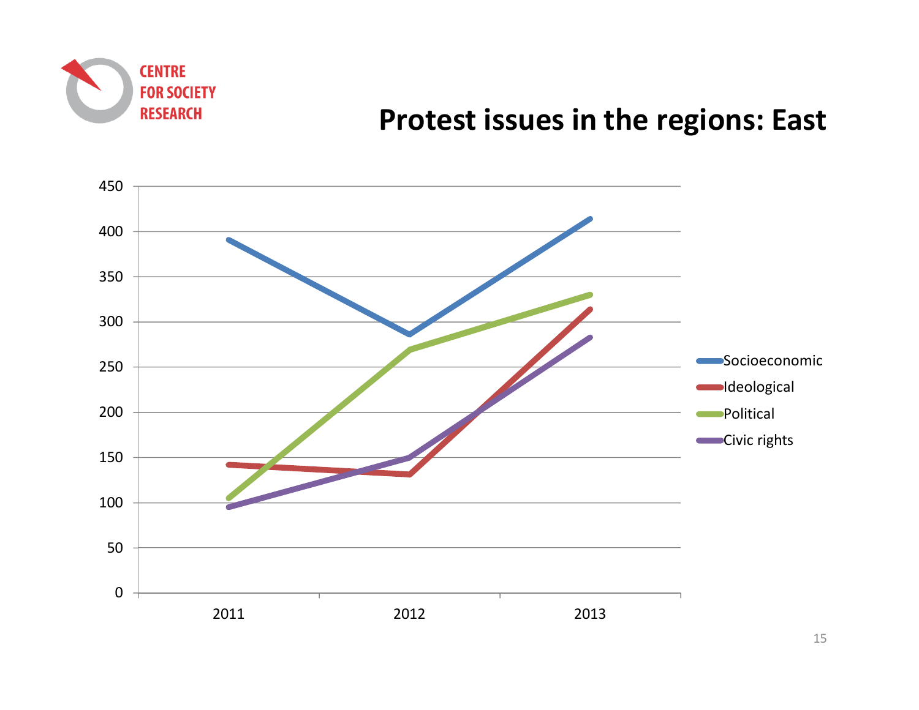CENTRE FOR SOCIETY RESEARCH

# Protest issues in the regions: East

450
400
350
300
250
200
150
100
50
0

2011 2012 2013

Socioeconomic
Ideological
Political
Civic rights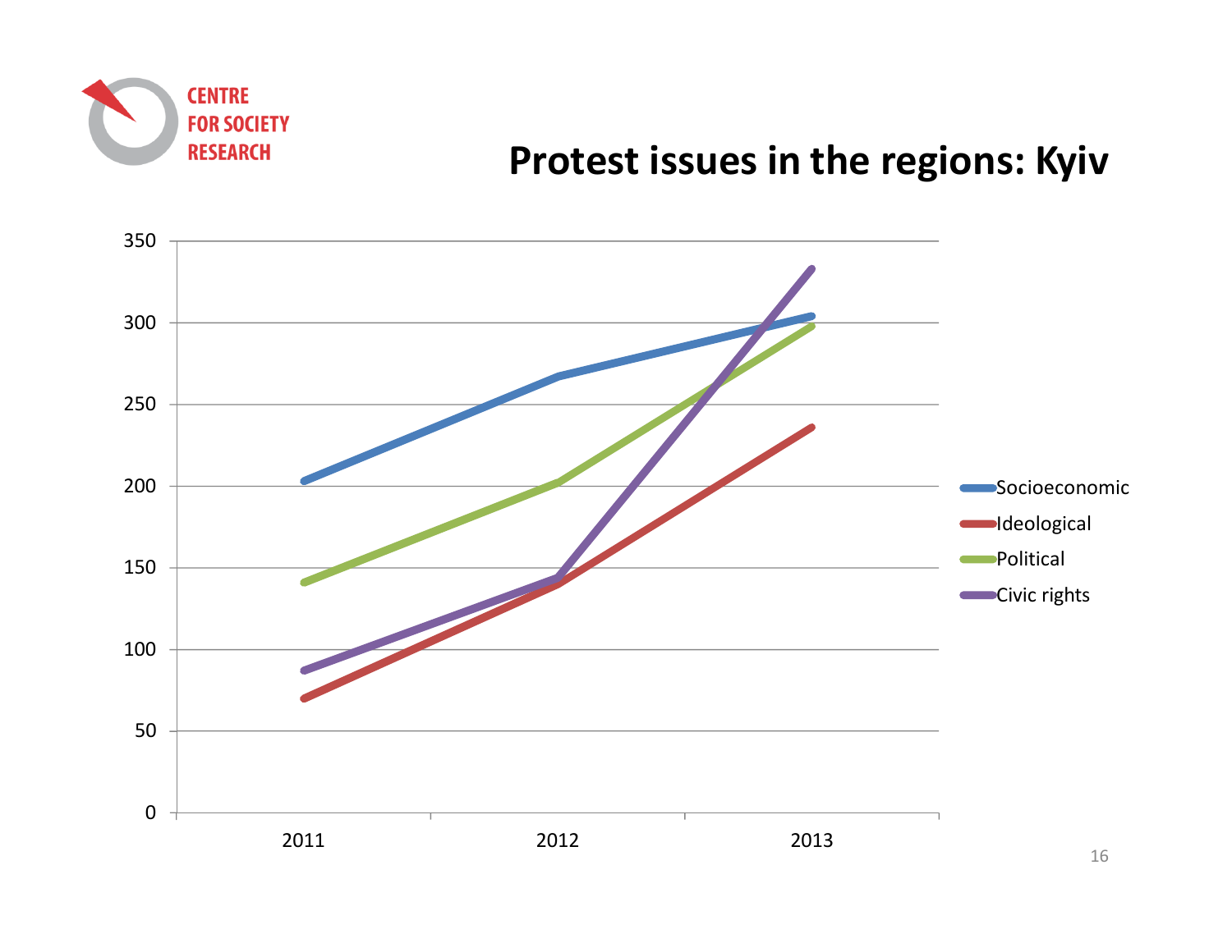CENTRE FOR SOCIETY RESEARCH

# Protest issues in the regions: Kyiv

| | 2011 | 2012 | 2013 |
|---|---|---|---|
| Socioeconomic | 203 | 267 | 304 |
| Ideological | 70 | 140 | 236 |
| Political | 141 | 202 | 298 |
| Civic rights | 87 | 144 | 333 |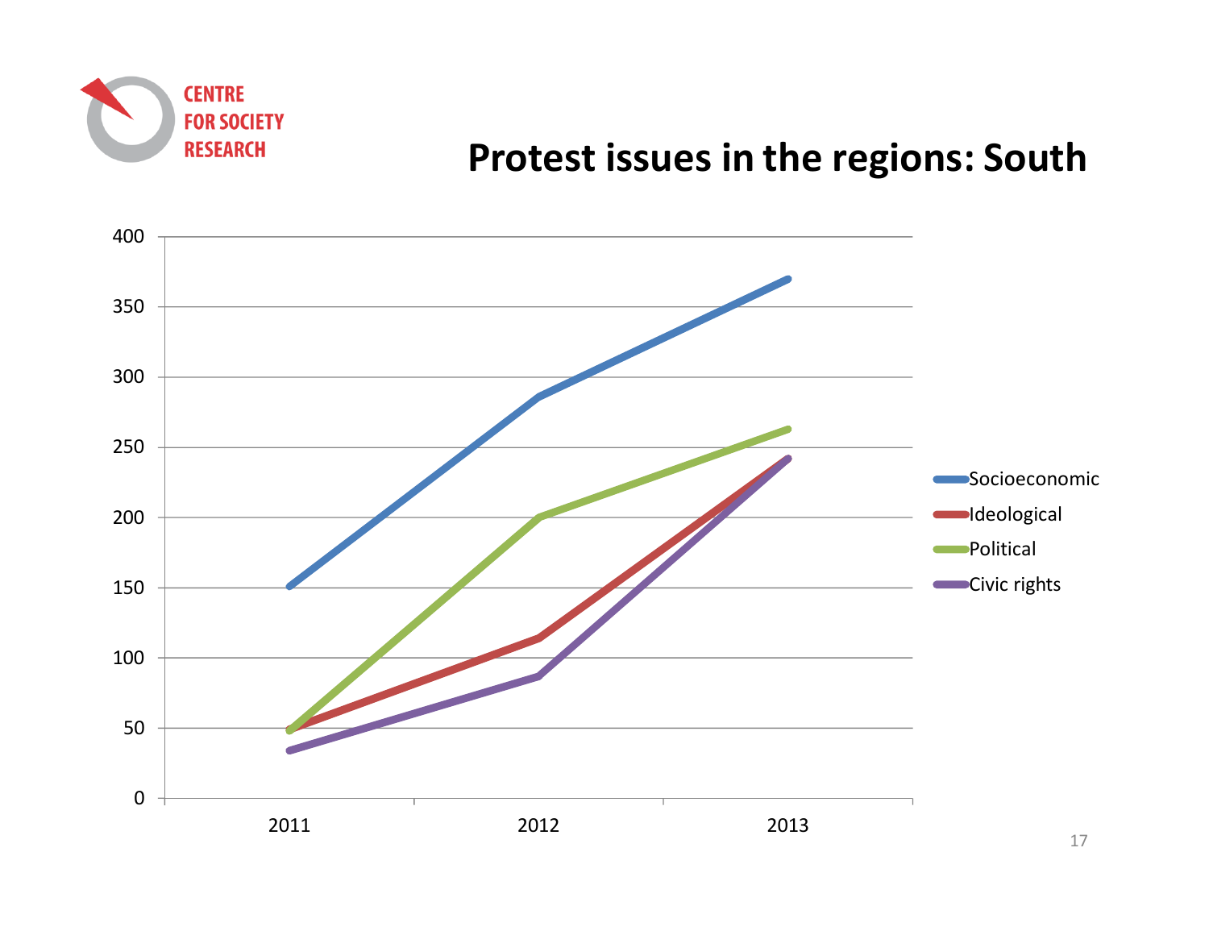CENTRE FOR SOCIETY RESEARCH

# Protest issues in the regions: South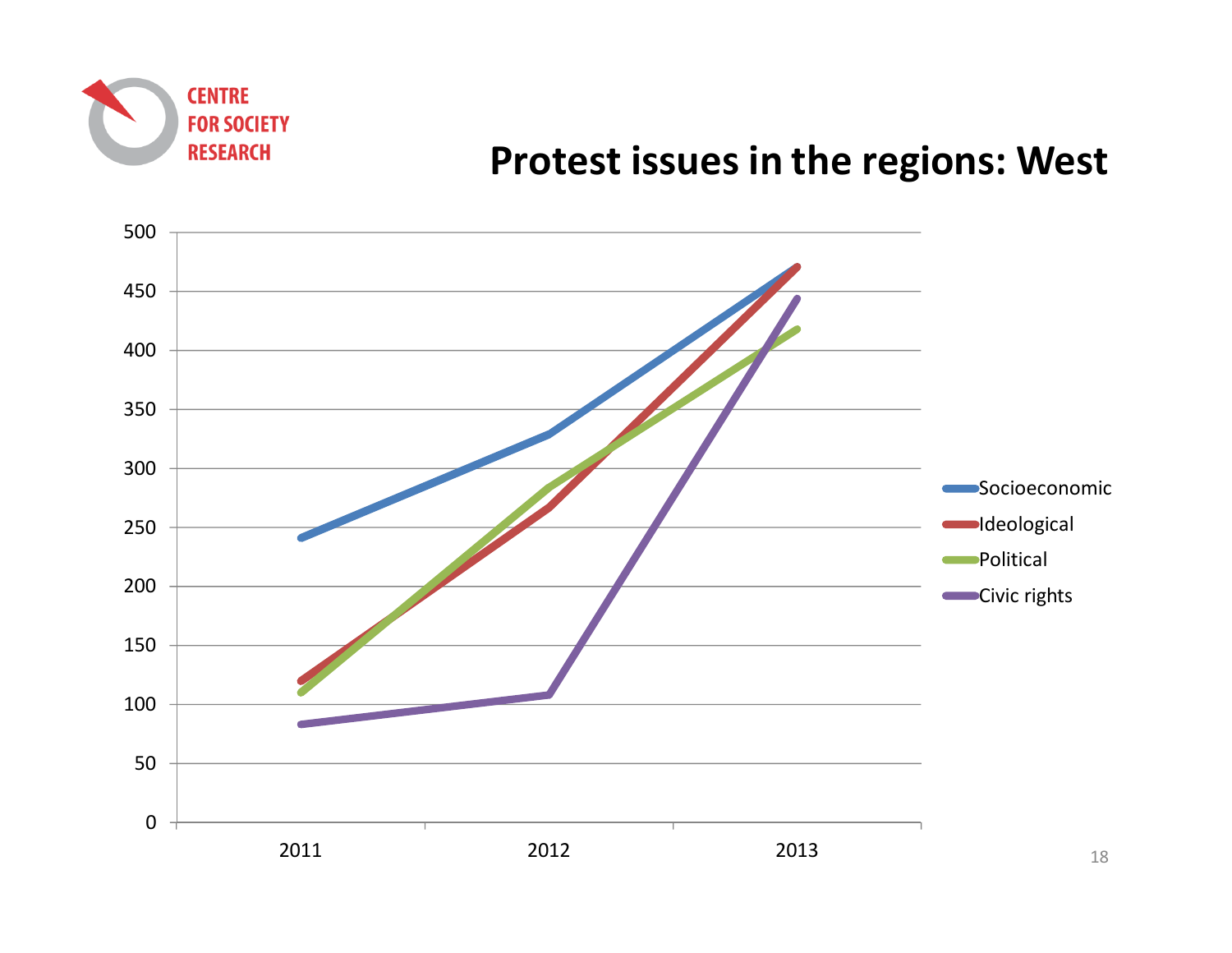CENTRE FOR SOCIETY RESEARCH

# Protest issues in the regions: West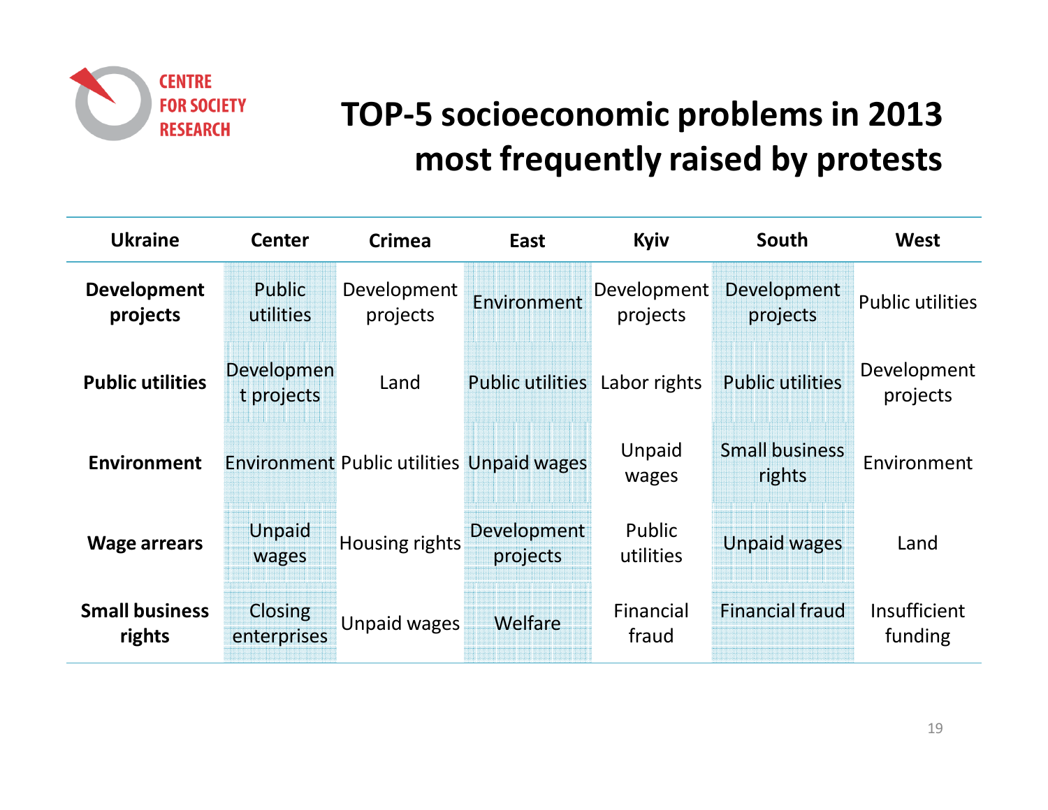# TOP-5 socioeconomic problems in 2013 most frequently raised by protests

| Ukraine | Center | Crimea | East | Kyiv | South | West |
|---|---|---|---|---|---|---|
| **Development projects** | Public utilities | Development projects | Environment | Development projects | Development projects | Public utilities |
| **Public utilities** | Development projects | Land | Public utilities | Labor rights | Public utilities | Development projects |
| **Environment** | Environment | Public utilities | Unpaid wages | Unpaid wages | Small business rights | Environment |
| **Wage arrears** | Unpaid wages | Housing rights | Development projects | Public utilities | Unpaid wages | Land |
| **Small business rights** | Closing enterprises | Unpaid wages | Welfare | Financial fraud | Financial fraud | Insufficient funding |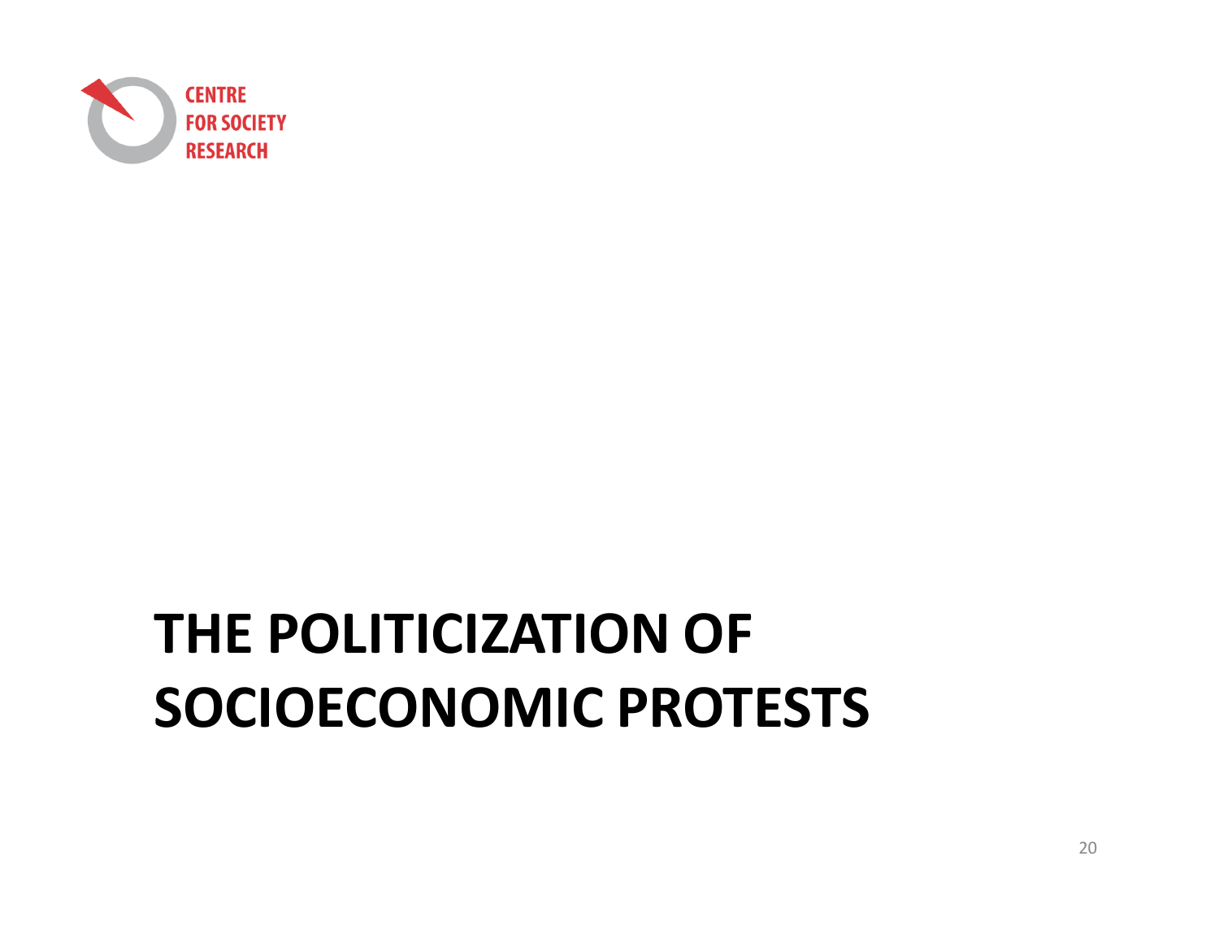# THE POLITICIZATION OF SOCIOECONOMIC PROTESTS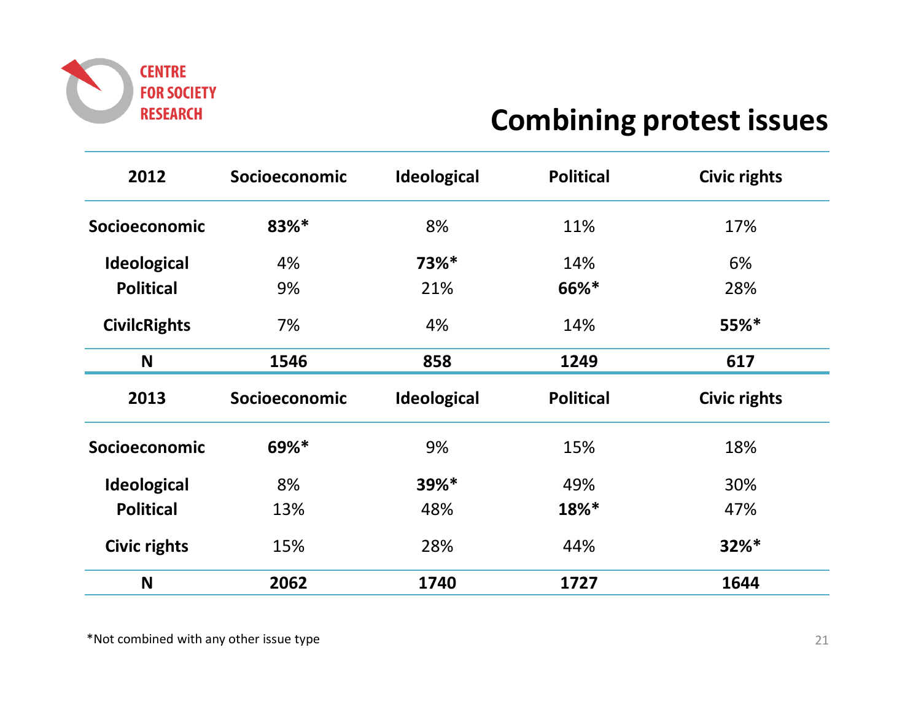CENTRE FOR SOCIETY RESEARCH

# Combining protest issues

| 2012 | Socioeconomic | Ideological | Political | Civic rights |
|---|---|---|---|---|
| **Socioeconomic** | **83%*** | 8% | 11% | 17% |
| **Ideological** | 4% | **73%*** | 14% | 6% |
| **Political** | 9% | 21% | **66%*** | 28% |
| **CivilcRights** | 7% | 4% | 14% | **55%*** |
| **N** | **1546** | **858** | **1249** | **617** |

| 2013 | Socioeconomic | Ideological | Political | Civic rights |
|---|---|---|---|---|
| **Socioeconomic** | **69%*** | 9% | 15% | 18% |
| **Ideological** | 8% | **39%*** | 49% | 30% |
| **Political** | 13% | 48% | **18%*** | 47% |
| **Civic rights** | 15% | 28% | 44% | **32%*** |
| **N** | **2062** | **1740** | **1727** | **1644** |

*Not combined with any other issue type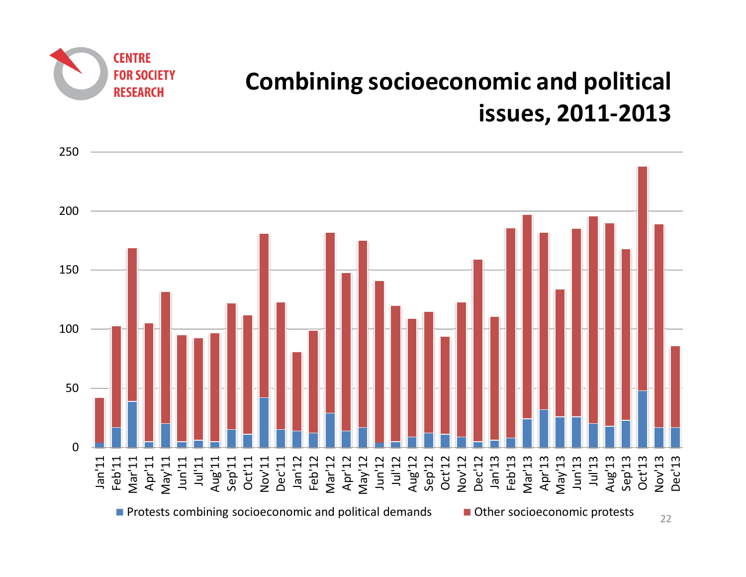CENTRE FOR SOCIETY RESEARCH

# Combining socioeconomic and political issues, 2011-2013

Legend: Protests combining socioeconomic and political demands; Other socioeconomic protests

Y-axis: 0, 50, 100, 150, 200, 250

X-axis: Jan'11, Feb'11, Mar'11, Apr'11, May'11, Jun'11, Jul'11, Aug'11, Sep'11, Oct'11, Nov'11, Dec'11, Jan'12, Feb'12, Mar'12, Apr'12, May'12, Jun'12, Jul'12, Aug'12, Sep'12, Oct'12, Nov'12, Dec'12, Jan'13, Feb'13, Mar'13, Apr'13, May'13, Jun'13, Jul'13, Aug'13, Sep'13, Oct'13, Nov'13, Dec'13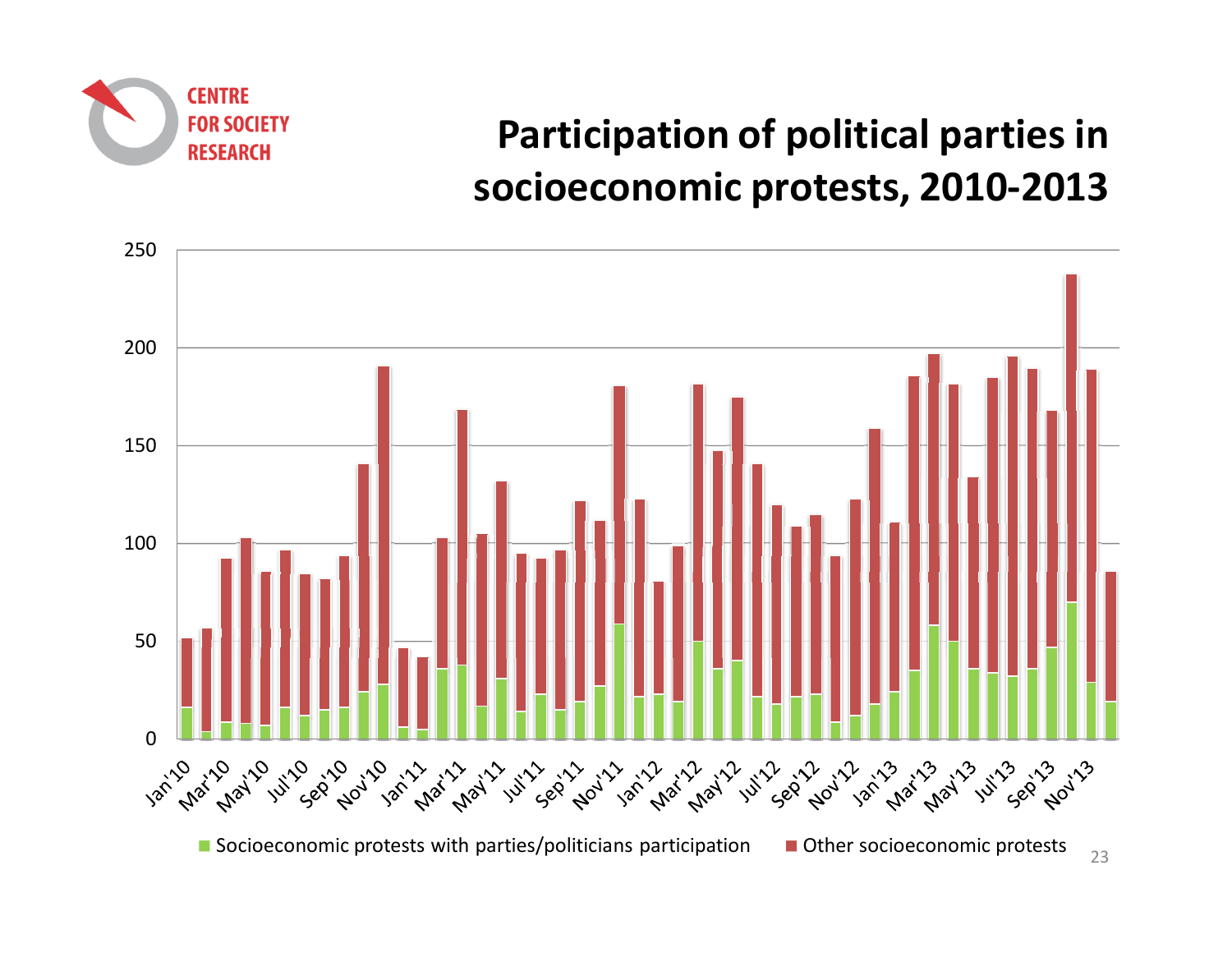CENTRE FOR SOCIETY RESEARCH

# Participation of political parties in socioeconomic protests, 2010-2013

■ Socioeconomic protests with parties/politicians participation ■ Other socioeconomic protests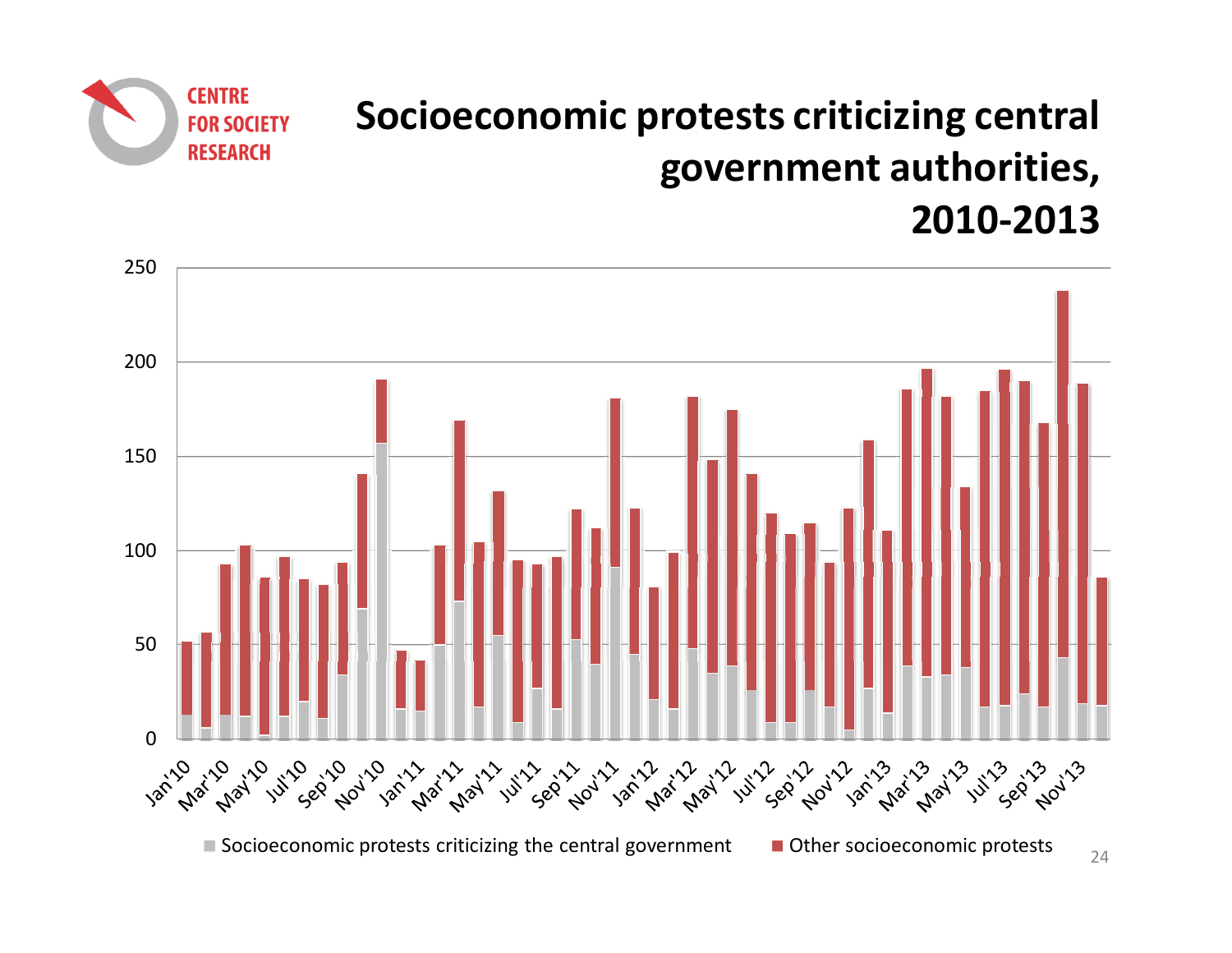# Socioeconomic protests criticizing central government authorities, 2010-2013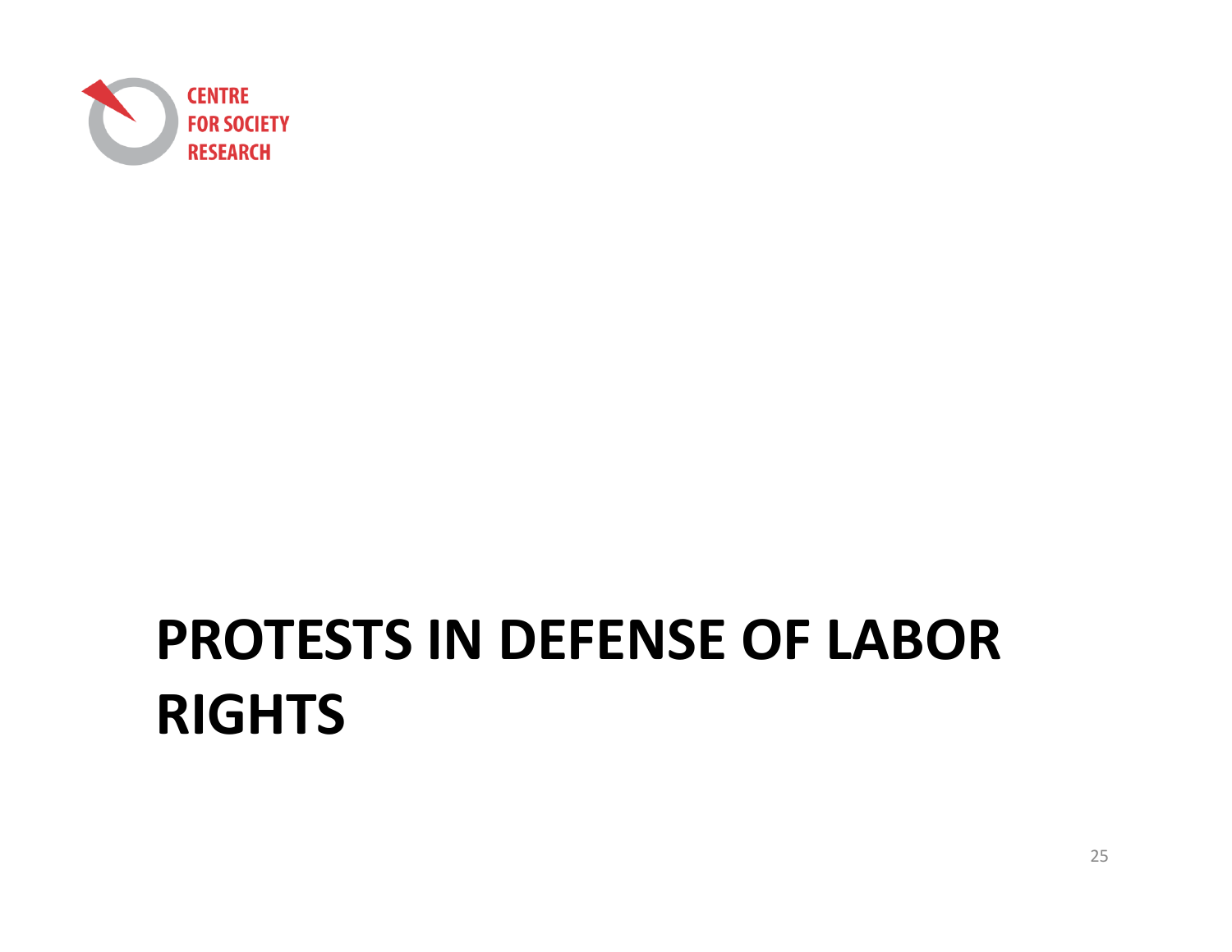# PROTESTS IN DEFENSE OF LABOR RIGHTS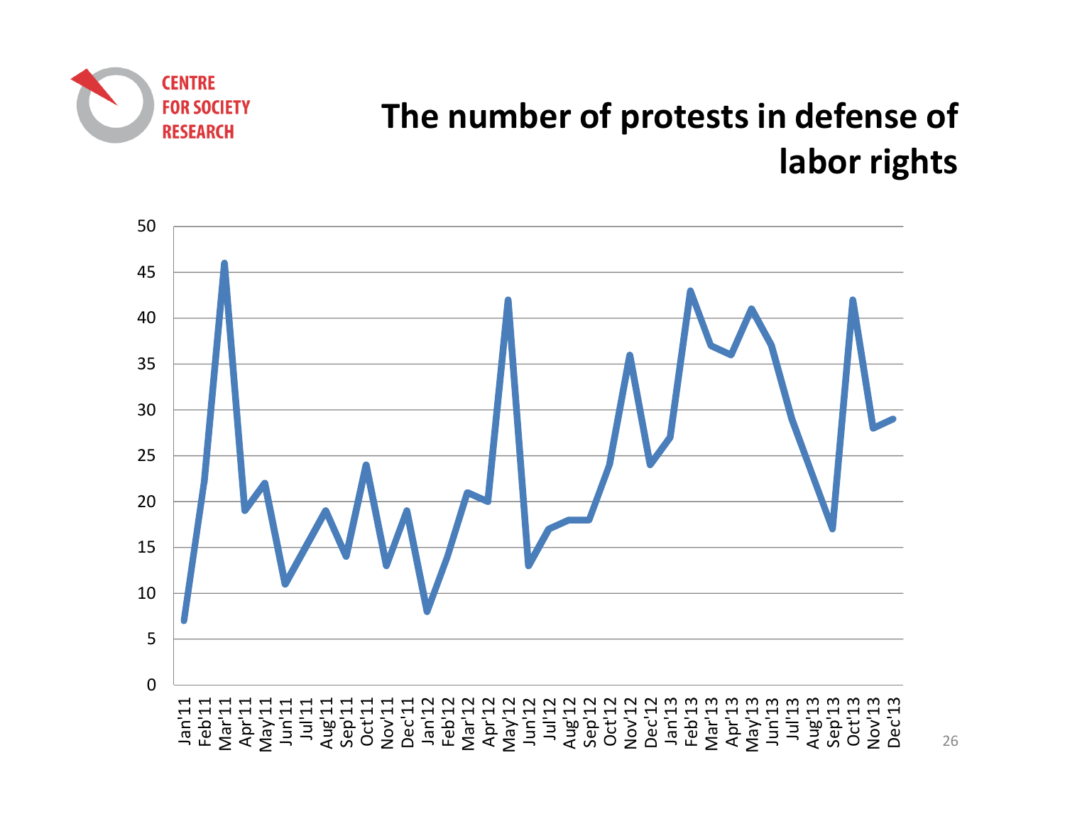CENTRE FOR SOCIETY RESEARCH

# The number of protests in defense of labor rights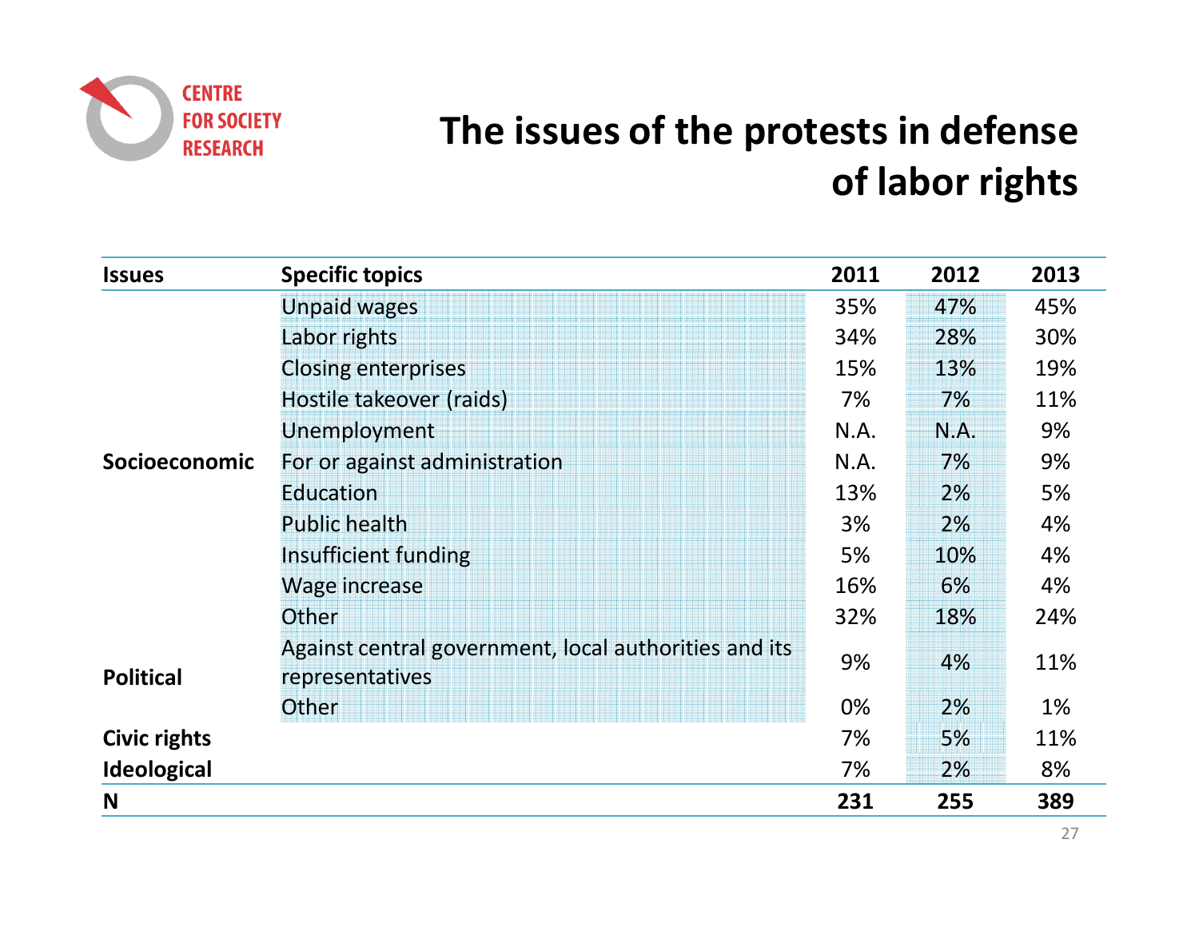## The issues of the protests in defense of labor rights

| Issues | Specific topics | 2011 | 2012 | 2013 |
|---|---|---|---|---|
| Socioeconomic | Unpaid wages | 35% | 47% | 45% |
| | Labor rights | 34% | 28% | 30% |
| | Closing enterprises | 15% | 13% | 19% |
| | Hostile takeover (raids) | 7% | 7% | 11% |
| | Unemployment | N.A. | N.A. | 9% |
| | For or against administration | N.A. | 7% | 9% |
| | Education | 13% | 2% | 5% |
| | Public health | 3% | 2% | 4% |
| | Insufficient funding | 5% | 10% | 4% |
| | Wage increase | 16% | 6% | 4% |
| | Other | 32% | 18% | 24% |
| Political | Against central government, local authorities and its representatives | 9% | 4% | 11% |
| | Other | 0% | 2% | 1% |
| Civic rights | | 7% | 5% | 11% |
| Ideological | | 7% | 2% | 8% |
| **N** | | **231** | **255** | **389** |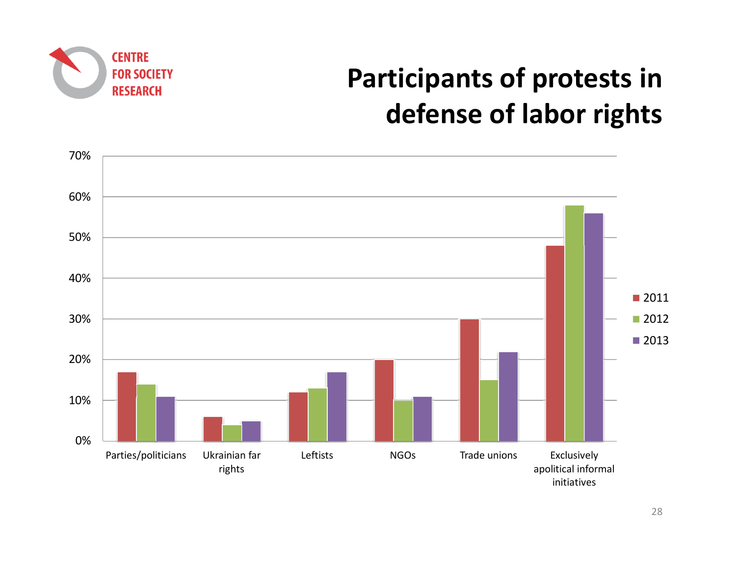CENTRE FOR SOCIETY RESEARCH

# Participants of protests in defense of labor rights

| | 2011 | 2012 | 2013 |
|---|---|---|---|
| Parties/politicians | 17% | 14% | 11% |
| Ukrainian far rights | 6% | 4% | 5% |
| Leftists | 12% | 13% | 17% |
| NGOs | 20% | 10% | 11% |
| Trade unions | 30% | 15% | 22% |
| Exclusively apolitical informal initiatives | 48% | 58% | 56% |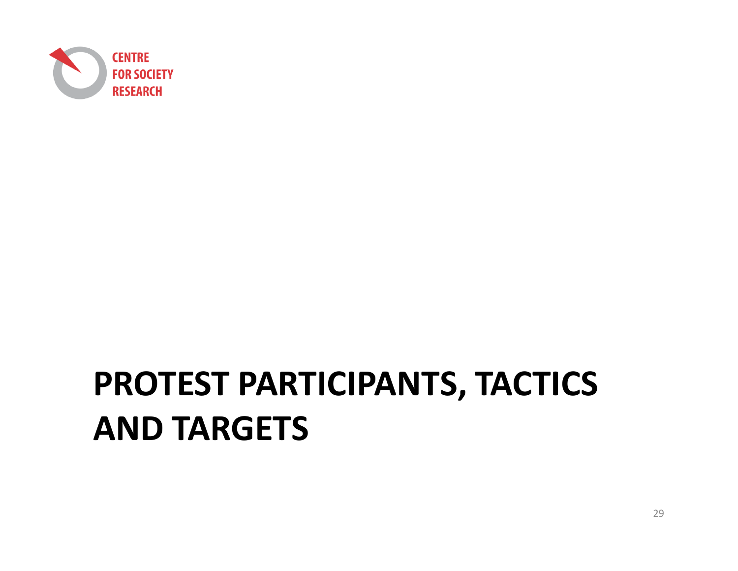# PROTEST PARTICIPANTS, TACTICS AND TARGETS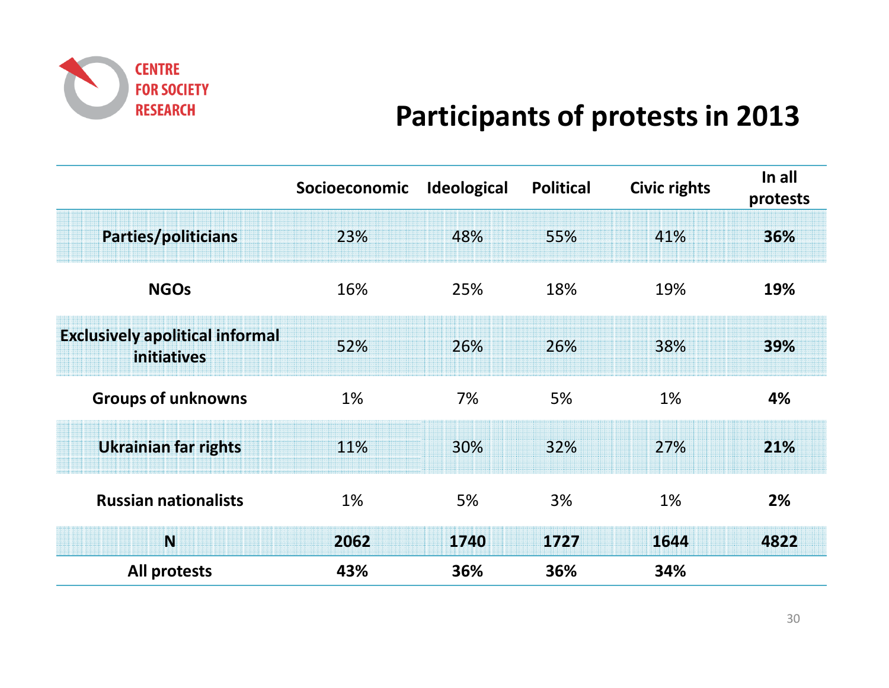CENTRE FOR SOCIETY RESEARCH

# Participants of protests in 2013

| | Socioeconomic | Ideological | Political | Civic rights | In all protests |
|---|---|---|---|---|---|
| **Parties/politicians** | 23% | 48% | 55% | 41% | **36%** |
| **NGOs** | 16% | 25% | 18% | 19% | **19%** |
| **Exclusively apolitical informal initiatives** | 52% | 26% | 26% | 38% | **39%** |
| **Groups of unknowns** | 1% | 7% | 5% | 1% | **4%** |
| **Ukrainian far rights** | 11% | 30% | 32% | 27% | **21%** |
| **Russian nationalists** | 1% | 5% | 3% | 1% | **2%** |
| **N** | **2062** | **1740** | **1727** | **1644** | **4822** |
| **All protests** | **43%** | **36%** | **36%** | **34%** | |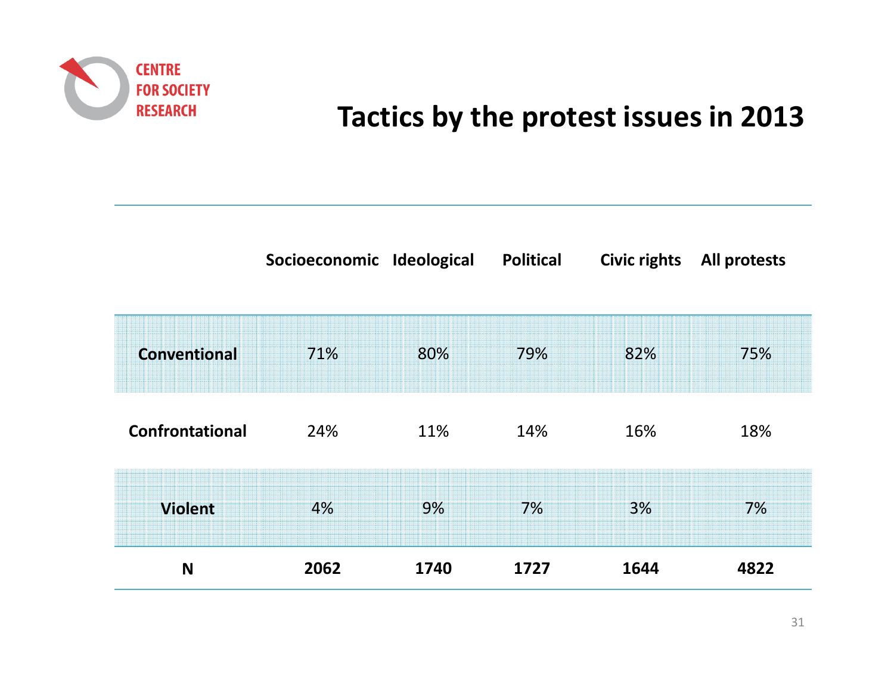# Tactics by the protest issues in 2013

| | Socioeconomic | Ideological | Political | Civic rights | All protests |
|---|---|---|---|---|---|
| **Conventional** | 71% | 80% | 79% | 82% | 75% |
| **Confrontational** | 24% | 11% | 14% | 16% | 18% |
| **Violent** | 4% | 9% | 7% | 3% | 7% |
| **N** | **2062** | **1740** | **1727** | **1644** | **4822** |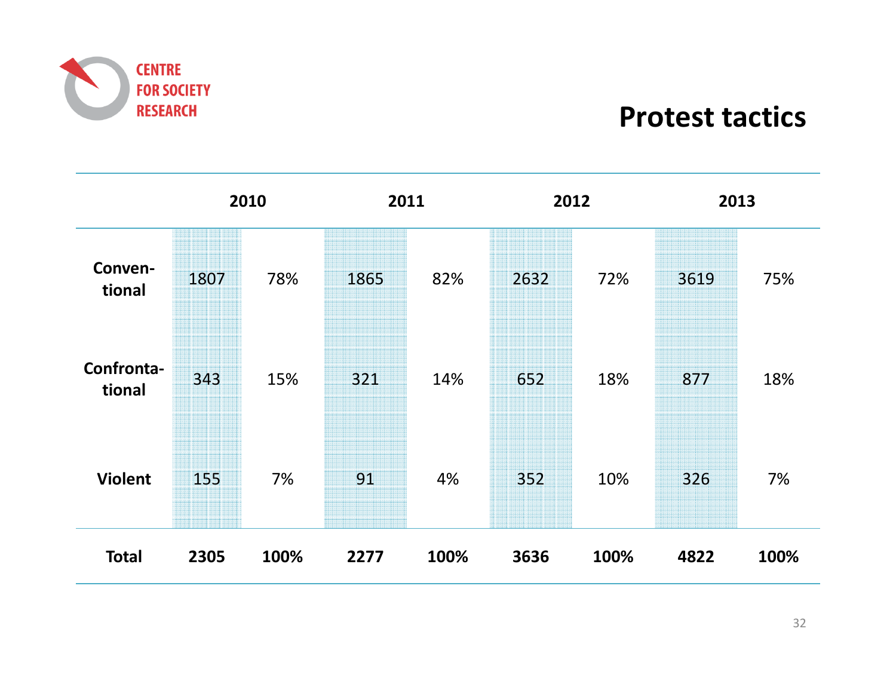CENTRE FOR SOCIETY RESEARCH

# Protest tactics

| | 2010 | | 2011 | | 2012 | | 2013 | |
|---|---|---|---|---|---|---|---|---|
| **Conventional** | 1807 | 78% | 1865 | 82% | 2632 | 72% | 3619 | 75% |
| **Confrontational** | 343 | 15% | 321 | 14% | 652 | 18% | 877 | 18% |
| **Violent** | 155 | 7% | 91 | 4% | 352 | 10% | 326 | 7% |
| **Total** | **2305** | **100%** | **2277** | **100%** | **3636** | **100%** | **4822** | **100%** |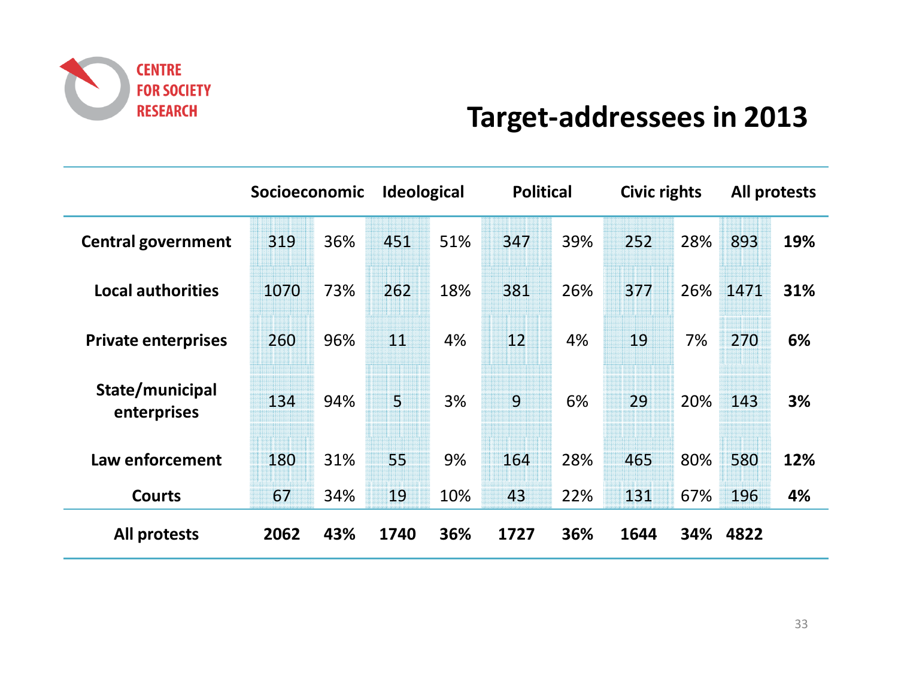CENTRE FOR SOCIETY RESEARCH

# Target-addressees in 2013

| | Socioeconomic | | Ideological | | Political | | Civic rights | | All protests | |
|---|---|---|---|---|---|---|---|---|---|---|
| **Central government** | 319 | 36% | 451 | 51% | 347 | 39% | 252 | 28% | 893 | **19%** |
| **Local authorities** | 1070 | 73% | 262 | 18% | 381 | 26% | 377 | 26% | 1471 | **31%** |
| **Private enterprises** | 260 | 96% | 11 | 4% | 12 | 4% | 19 | 7% | 270 | **6%** |
| **State/municipal enterprises** | 134 | 94% | 5 | 3% | 9 | 6% | 29 | 20% | 143 | **3%** |
| **Law enforcement** | 180 | 31% | 55 | 9% | 164 | 28% | 465 | 80% | 580 | **12%** |
| **Courts** | 67 | 34% | 19 | 10% | 43 | 22% | 131 | 67% | 196 | **4%** |
| **All protests** | **2062** | **43%** | **1740** | **36%** | **1727** | **36%** | **1644** | **34%** | **4822** | |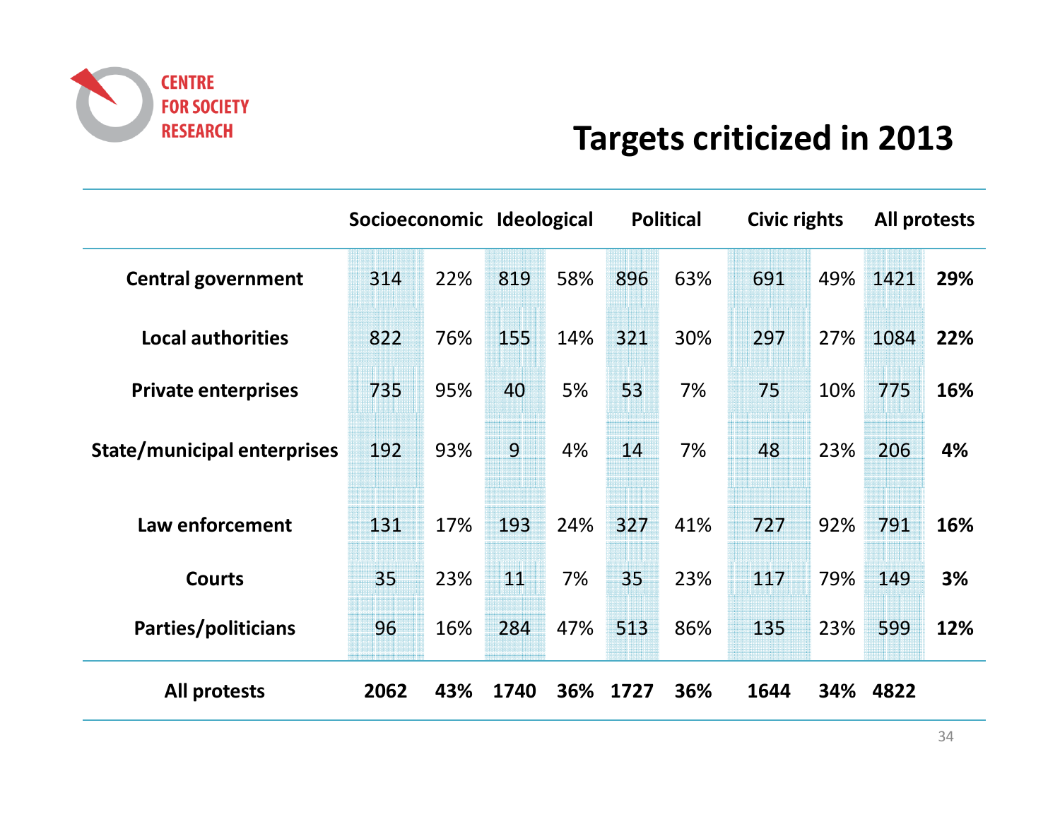CENTRE FOR SOCIETY RESEARCH

# Targets criticized in 2013

| | Socioeconomic | | Ideological | | Political | | Civic rights | | All protests | |
|---|---|---|---|---|---|---|---|---|---|---|
| **Central government** | 314 | 22% | 819 | 58% | 896 | 63% | 691 | 49% | 1421 | **29%** |
| **Local authorities** | 822 | 76% | 155 | 14% | 321 | 30% | 297 | 27% | 1084 | **22%** |
| **Private enterprises** | 735 | 95% | 40 | 5% | 53 | 7% | 75 | 10% | 775 | **16%** |
| **State/municipal enterprises** | 192 | 93% | 9 | 4% | 14 | 7% | 48 | 23% | 206 | **4%** |
| **Law enforcement** | 131 | 17% | 193 | 24% | 327 | 41% | 727 | 92% | 791 | **16%** |
| **Courts** | 35 | 23% | 11 | 7% | 35 | 23% | 117 | 79% | 149 | **3%** |
| **Parties/politicians** | 96 | 16% | 284 | 47% | 513 | 86% | 135 | 23% | 599 | **12%** |
| **All protests** | **2062** | **43%** | **1740** | **36%** | **1727** | **36%** | **1644** | **34%** | **4822** | |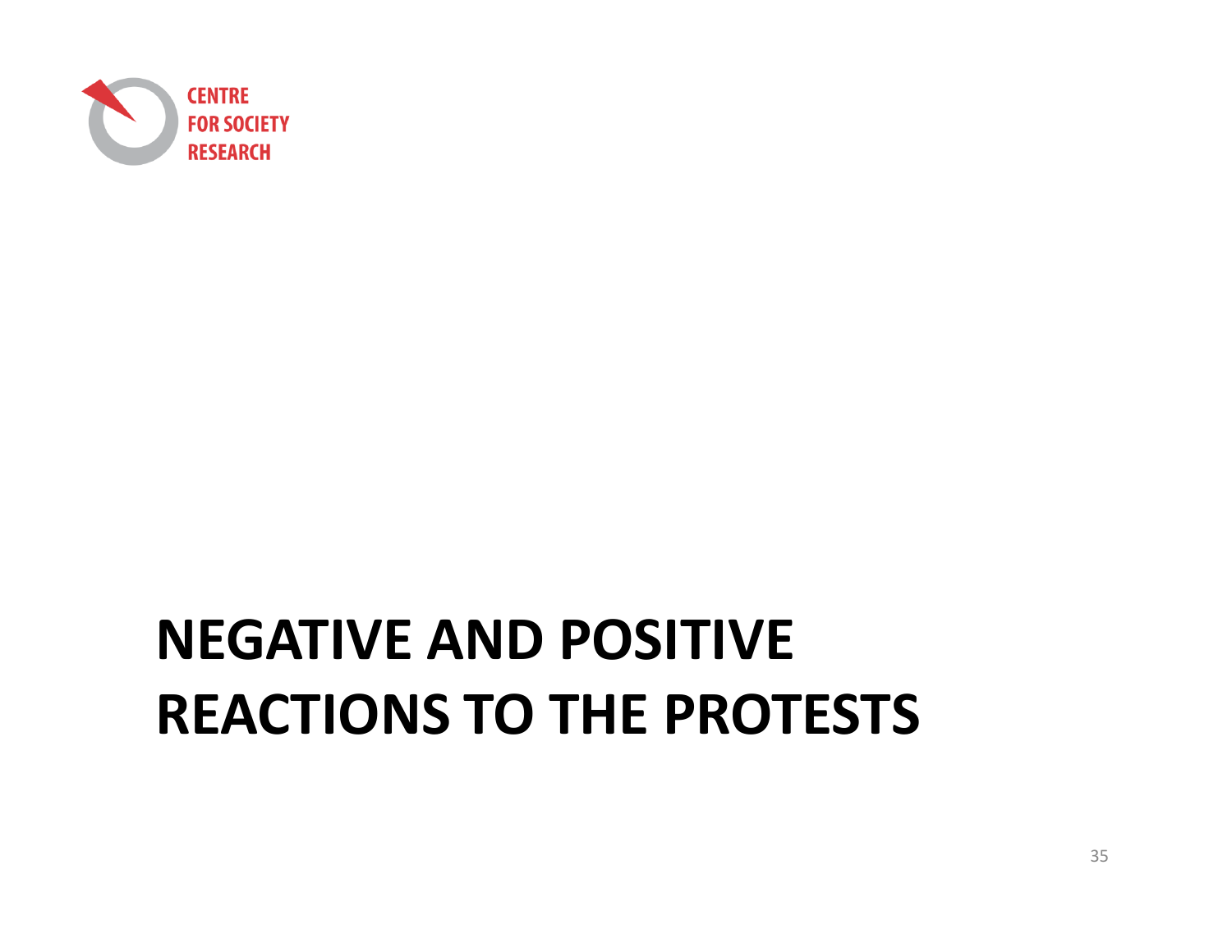# NEGATIVE AND POSITIVE REACTIONS TO THE PROTESTS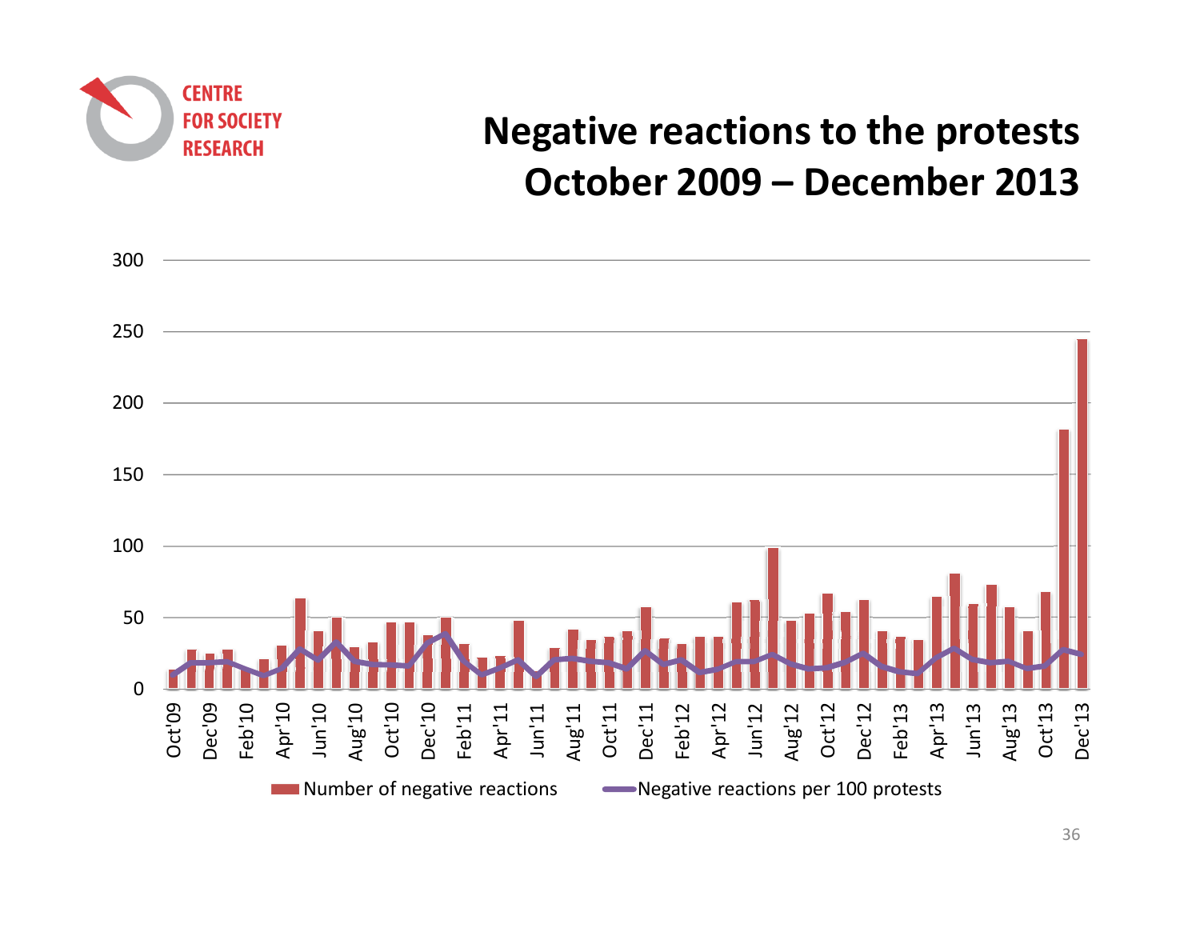CENTRE FOR SOCIETY RESEARCH

# Negative reactions to the protests October 2009 – December 2013

Number of negative reactions — Negative reactions per 100 protests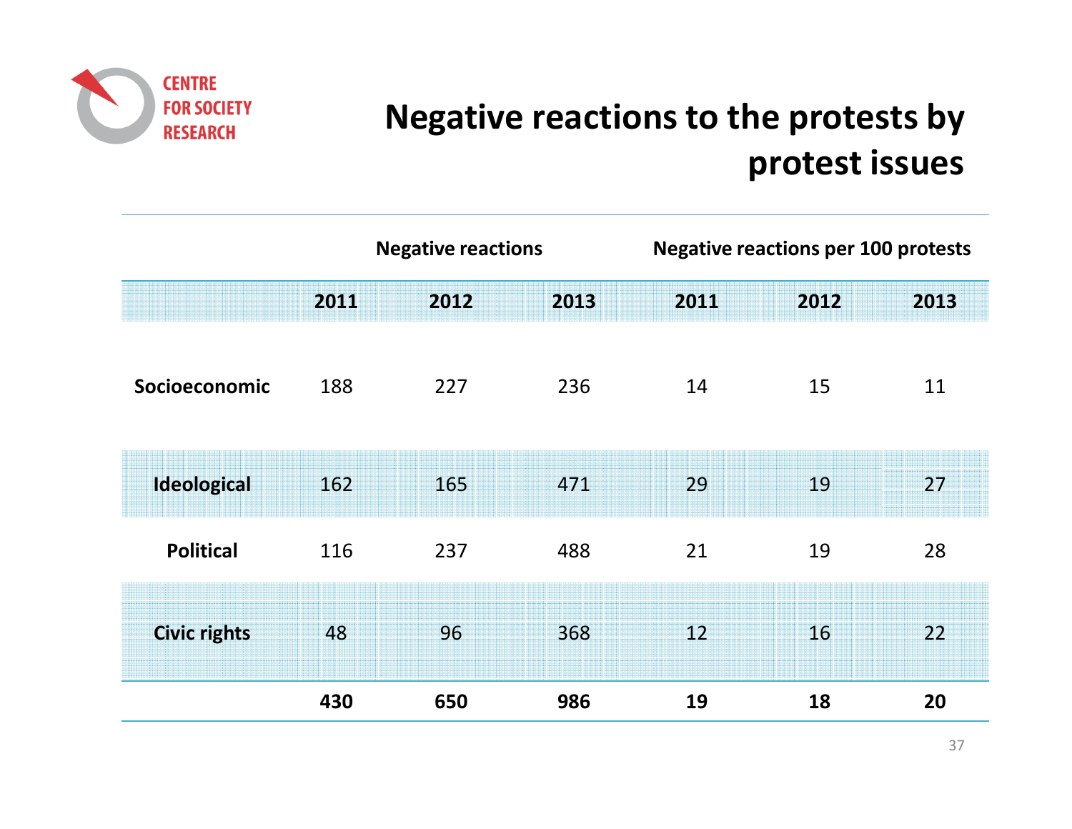CENTRE FOR SOCIETY RESEARCH

# Negative reactions to the protests by protest issues

| | Negative reactions | | | Negative reactions per 100 protests | | |
|---|---|---|---|---|---|---|
| | **2011** | **2012** | **2013** | **2011** | **2012** | **2013** |
| **Socioeconomic** | 188 | 227 | 236 | 14 | 15 | 11 |
| **Ideological** | 162 | 165 | 471 | 29 | 19 | 27 |
| **Political** | 116 | 237 | 488 | 21 | 19 | 28 |
| **Civic rights** | 48 | 96 | 368 | 12 | 16 | 22 |
| | **430** | **650** | **986** | **19** | **18** | **20** |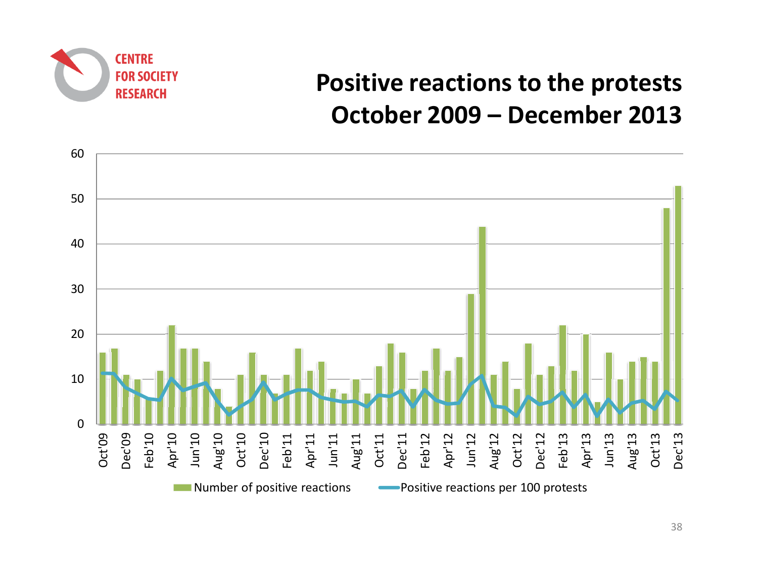CENTRE FOR SOCIETY RESEARCH

# Positive reactions to the protests October 2009 – December 2013

Number of positive reactions — Positive reactions per 100 protests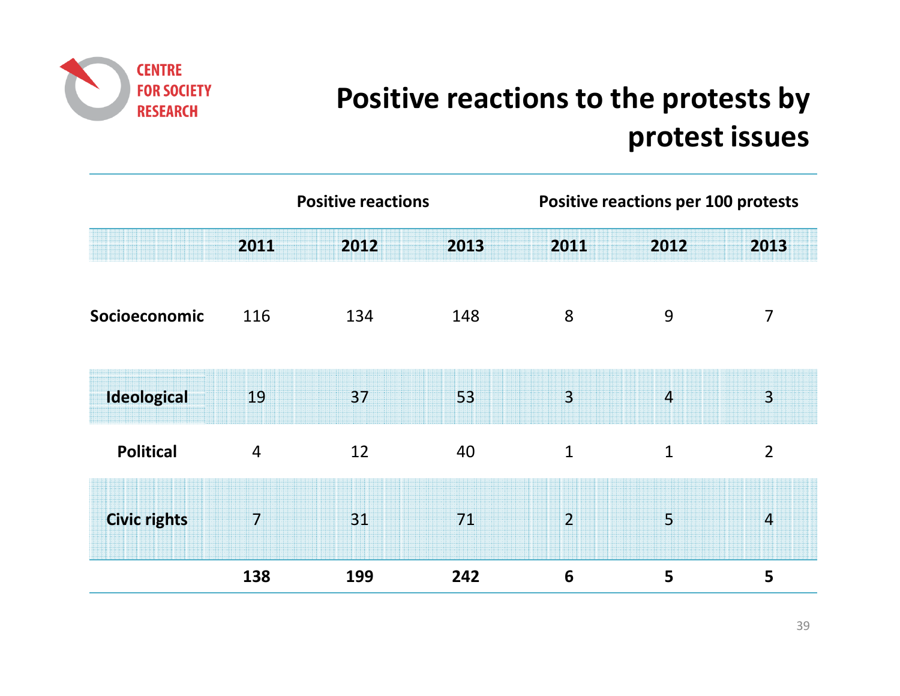CENTRE FOR SOCIETY RESEARCH

# Positive reactions to the protests by protest issues

| | Positive reactions | | | Positive reactions per 100 protests | | |
|---|---|---|---|---|---|---|
| | **2011** | **2012** | **2013** | **2011** | **2012** | **2013** |
| **Socioeconomic** | 116 | 134 | 148 | 8 | 9 | 7 |
| **Ideological** | 19 | 37 | 53 | 3 | 4 | 3 |
| **Political** | 4 | 12 | 40 | 1 | 1 | 2 |
| **Civic rights** | 7 | 31 | 71 | 2 | 5 | 4 |
| | **138** | **199** | **242** | **6** | **5** | **5** |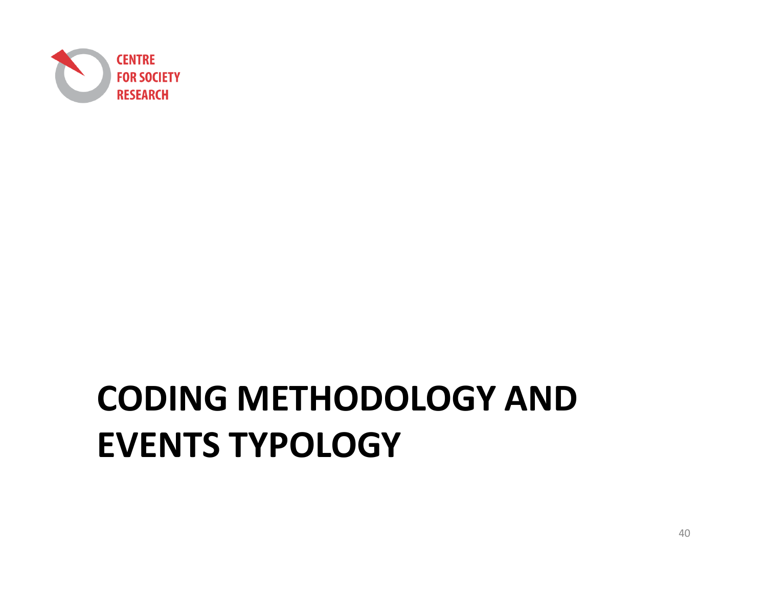# CODING METHODOLOGY AND EVENTS TYPOLOGY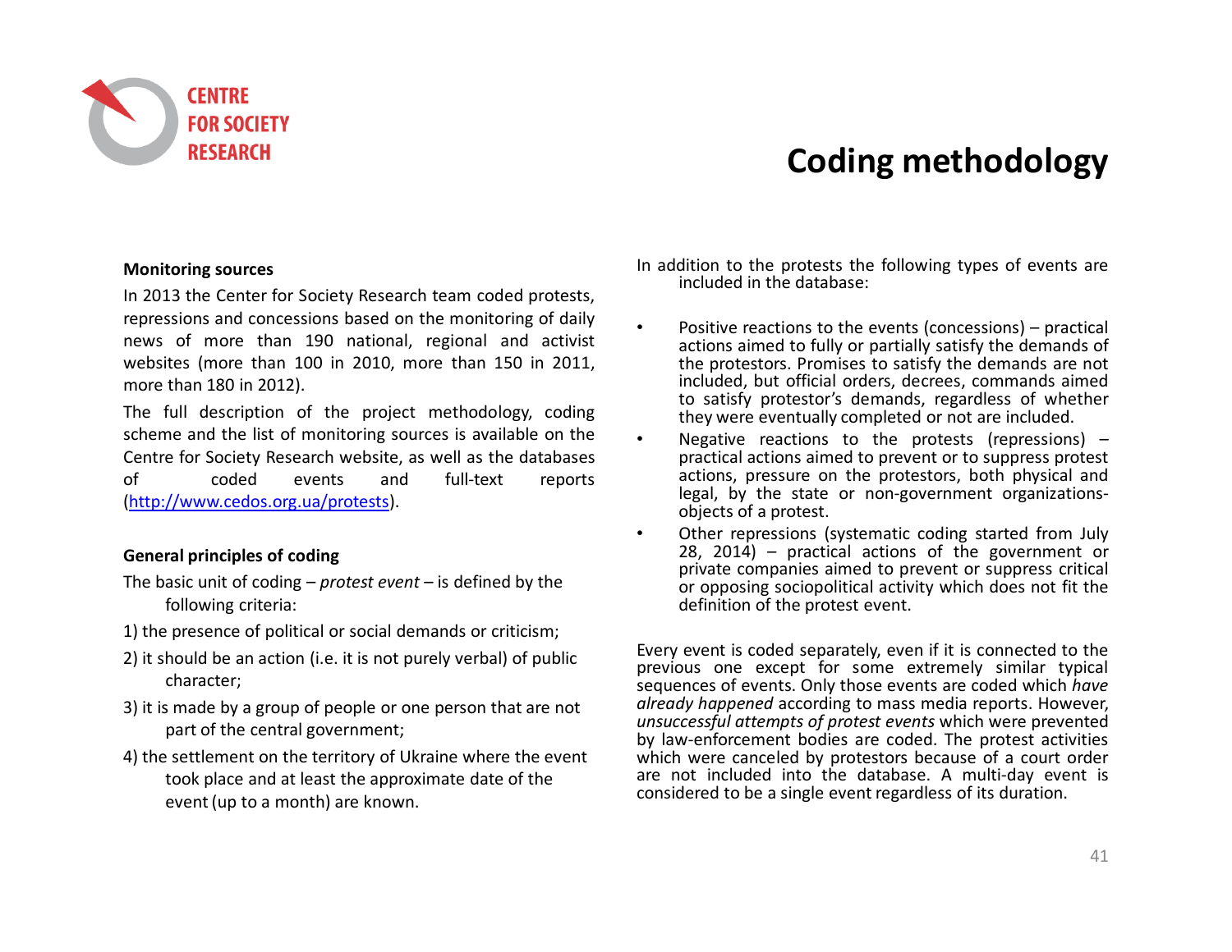# Coding methodology

**Monitoring sources**

In 2013 the Center for Society Research team coded protests, repressions and concessions based on the monitoring of daily news of more than 190 national, regional and activist websites (more than 100 in 2010, more than 150 in 2011, more than 180 in 2012).

The full description of the project methodology, coding scheme and the list of monitoring sources is available on the Centre for Society Research website, as well as the databases of coded events and full-text reports (http://www.cedos.org.ua/protests).

**General principles of coding**

The basic unit of coding – *protest event* – is defined by the following criteria:

1) the presence of political or social demands or criticism;
2) it should be an action (i.e. it is not purely verbal) of public character;
3) it is made by a group of people or one person that are not part of the central government;
4) the settlement on the territory of Ukraine where the event took place and at least the approximate date of the event (up to a month) are known.

In addition to the protests the following types of events are included in the database:

- Positive reactions to the events (concessions) – practical actions aimed to fully or partially satisfy the demands of the protestors. Promises to satisfy the demands are not included, but official orders, decrees, commands aimed to satisfy protestor's demands, regardless of whether they were eventually completed or not are included.
- Negative reactions to the protests (repressions) – practical actions aimed to prevent or to suppress protest actions, pressure on the protestors, both physical and legal, by the state or non-government organizations-objects of a protest.
- Other repressions (systematic coding started from July 28, 2014) – practical actions of the government or private companies aimed to prevent or suppress critical or opposing sociopolitical activity which does not fit the definition of the protest event.

Every event is coded separately, even if it is connected to the previous one except for some extremely similar typical sequences of events. Only those events are coded which *have already happened* according to mass media reports. However, *unsuccessful attempts of protest events* which were prevented by law-enforcement bodies are coded. The protest activities which were canceled by protestors because of a court order are not included into the database. A multi-day event is considered to be a single event regardless of its duration.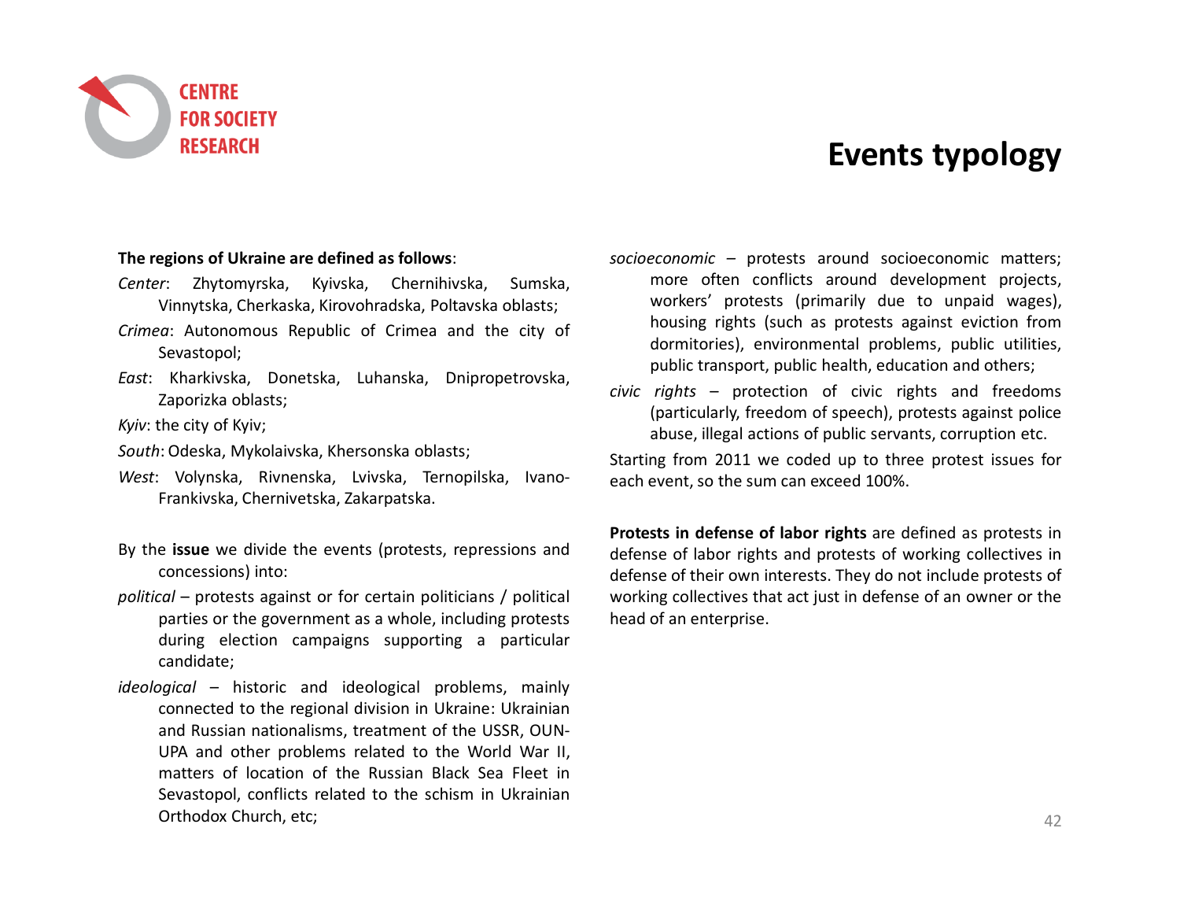# Events typology

**The regions of Ukraine are defined as follows**:

*Center*: Zhytomyrska, Kyivska, Chernihivska, Sumska, Vinnytska, Cherkaska, Kirovohradska, Poltavska oblasts;

*Crimea*: Autonomous Republic of Crimea and the city of Sevastopol;

*East*: Kharkivska, Donetska, Luhanska, Dnipropetrovska, Zaporizka oblasts;

*Kyiv*: the city of Kyiv;

*South*: Odeska, Mykolaivska, Khersonska oblasts;

*West*: Volynska, Rivnenska, Lvivska, Ternopilska, Ivano-Frankivska, Chernivetska, Zakarpatska.

By the **issue** we divide the events (protests, repressions and concessions) into:

*political* – protests against or for certain politicians / political parties or the government as a whole, including protests during election campaigns supporting a particular candidate;

*ideological* – historic and ideological problems, mainly connected to the regional division in Ukraine: Ukrainian and Russian nationalisms, treatment of the USSR, OUN-UPA and other problems related to the World War II, matters of location of the Russian Black Sea Fleet in Sevastopol, conflicts related to the schism in Ukrainian Orthodox Church, etc;

*socioeconomic* – protests around socioeconomic matters; more often conflicts around development projects, workers' protests (primarily due to unpaid wages), housing rights (such as protests against eviction from dormitories), environmental problems, public utilities, public transport, public health, education and others;

*civic rights* – protection of civic rights and freedoms (particularly, freedom of speech), protests against police abuse, illegal actions of public servants, corruption etc.

Starting from 2011 we coded up to three protest issues for each event, so the sum can exceed 100%.

**Protests in defense of labor rights** are defined as protests in defense of labor rights and protests of working collectives in defense of their own interests. They do not include protests of working collectives that act just in defense of an owner or the head of an enterprise.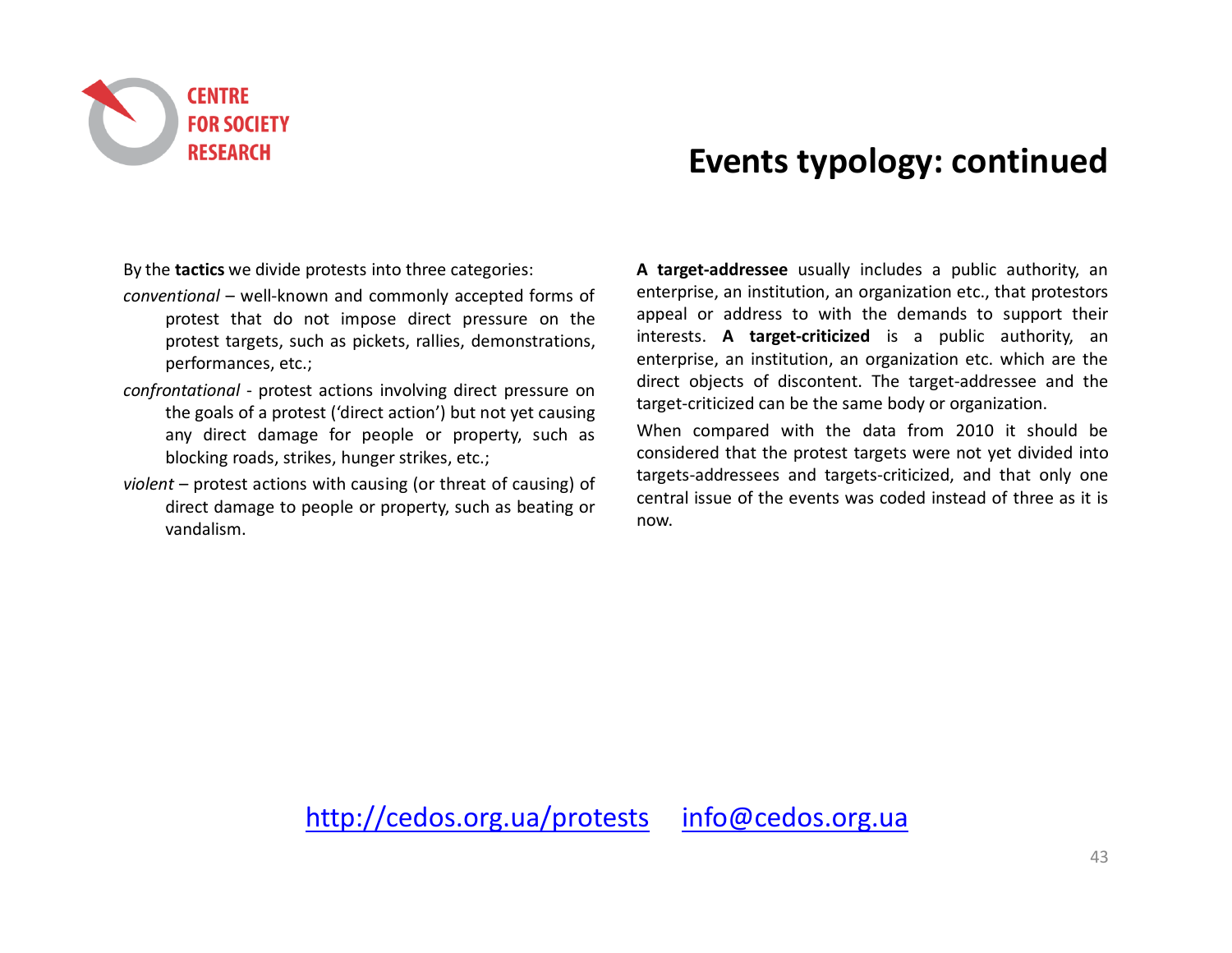CENTRE FOR SOCIETY RESEARCH

# Events typology: continued

By the **tactics** we divide protests into three categories:

*conventional* – well-known and commonly accepted forms of protest that do not impose direct pressure on the protest targets, such as pickets, rallies, demonstrations, performances, etc.;

*confrontational* - protest actions involving direct pressure on the goals of a protest ('direct action') but not yet causing any direct damage for people or property, such as blocking roads, strikes, hunger strikes, etc.;

*violent* – protest actions with causing (or threat of causing) of direct damage to people or property, such as beating or vandalism.

**A target-addressee** usually includes a public authority, an enterprise, an institution, an organization etc., that protestors appeal or address to with the demands to support their interests. **A target-criticized** is a public authority, an enterprise, an institution, an organization etc. which are the direct objects of discontent. The target-addressee and the target-criticized can be the same body or organization.

When compared with the data from 2010 it should be considered that the protest targets were not yet divided into targets-addressees and targets-criticized, and that only one central issue of the events was coded instead of three as it is now.

http://cedos.org.ua/protests info@cedos.org.ua